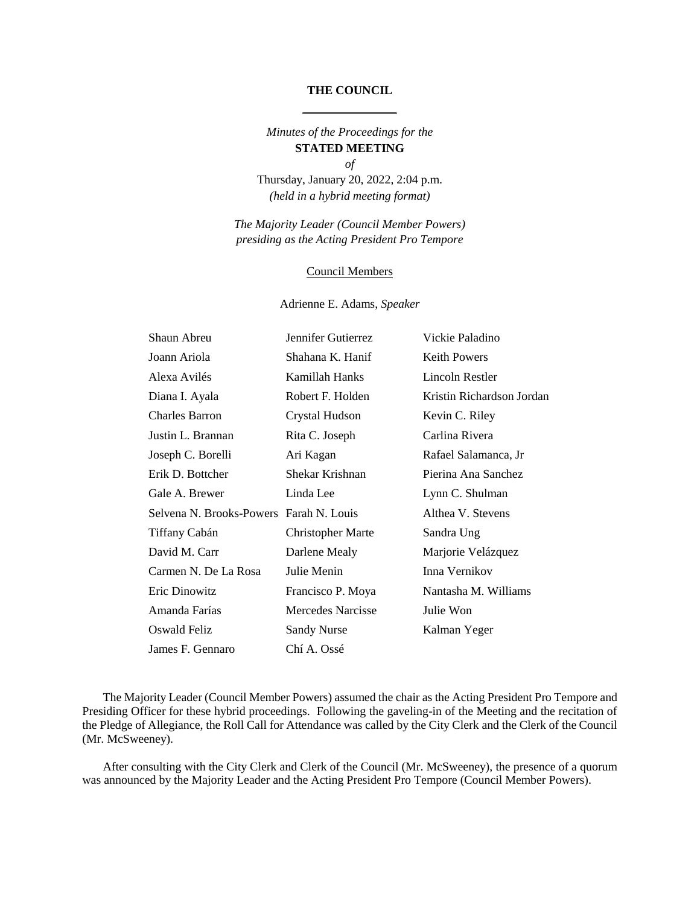# THE COUNCIL

*Minutes of the Proceedings for the*
**STATED MEETING**
*of*
Thursday, January 20, 2022, 2:04 p.m.
*(held in a hybrid meeting format)*

*The Majority Leader (Council Member Powers) presiding as the Acting President Pro Tempore*

Council Members

Adrienne E. Adams, *Speaker*

| | | |
|---|---|---|
| Shaun Abreu | Jennifer Gutierrez | Vickie Paladino |
| Joann Ariola | Shahana K. Hanif | Keith Powers |
| Alexa Avilés | Kamillah Hanks | Lincoln Restler |
| Diana I. Ayala | Robert F. Holden | Kristin Richardson Jordan |
| Charles Barron | Crystal Hudson | Kevin C. Riley |
| Justin L. Brannan | Rita C. Joseph | Carlina Rivera |
| Joseph C. Borelli | Ari Kagan | Rafael Salamanca, Jr |
| Erik D. Bottcher | Shekar Krishnan | Pierina Ana Sanchez |
| Gale A. Brewer | Linda Lee | Lynn C. Shulman |
| Selvena N. Brooks-Powers | Farah N. Louis | Althea V. Stevens |
| Tiffany Cabán | Christopher Marte | Sandra Ung |
| David M. Carr | Darlene Mealy | Marjorie Velázquez |
| Carmen N. De La Rosa | Julie Menin | Inna Vernikov |
| Eric Dinowitz | Francisco P. Moya | Nantasha M. Williams |
| Amanda Farías | Mercedes Narcisse | Julie Won |
| Oswald Feliz | Sandy Nurse | Kalman Yeger |
| James F. Gennaro | Chí A. Ossé | |

The Majority Leader (Council Member Powers) assumed the chair as the Acting President Pro Tempore and Presiding Officer for these hybrid proceedings. Following the gaveling-in of the Meeting and the recitation of the Pledge of Allegiance, the Roll Call for Attendance was called by the City Clerk and the Clerk of the Council (Mr. McSweeney).

After consulting with the City Clerk and Clerk of the Council (Mr. McSweeney), the presence of a quorum was announced by the Majority Leader and the Acting President Pro Tempore (Council Member Powers).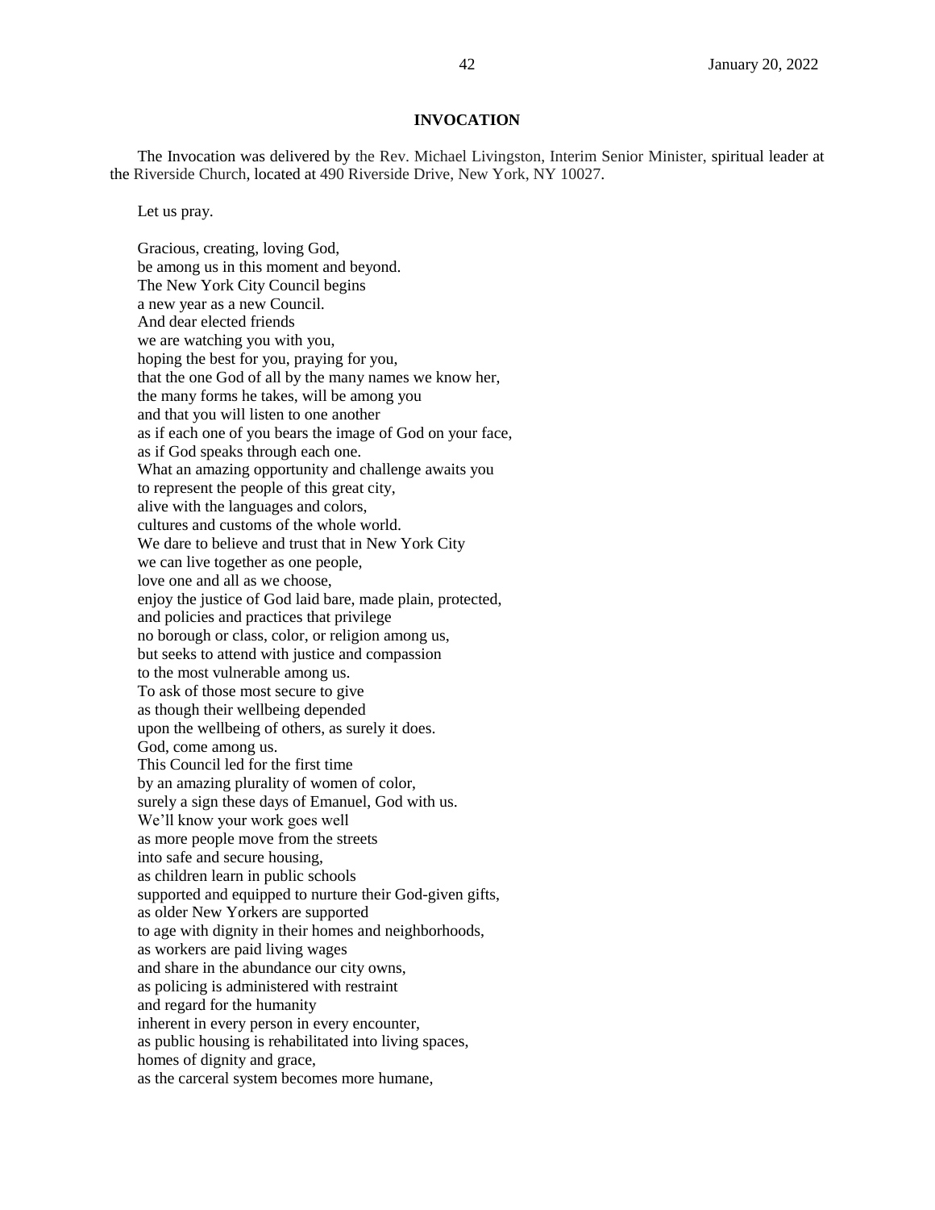## INVOCATION

The Invocation was delivered by the Rev. Michael Livingston, Interim Senior Minister, spiritual leader at the Riverside Church, located at 490 Riverside Drive, New York, NY 10027.

Let us pray.

Gracious, creating, loving God,
be among us in this moment and beyond.
The New York City Council begins
a new year as a new Council.
And dear elected friends
we are watching you with you,
hoping the best for you, praying for you,
that the one God of all by the many names we know her,
the many forms he takes, will be among you
and that you will listen to one another
as if each one of you bears the image of God on your face,
as if God speaks through each one.
What an amazing opportunity and challenge awaits you
to represent the people of this great city,
alive with the languages and colors,
cultures and customs of the whole world.
We dare to believe and trust that in New York City
we can live together as one people,
love one and all as we choose,
enjoy the justice of God laid bare, made plain, protected,
and policies and practices that privilege
no borough or class, color, or religion among us,
but seeks to attend with justice and compassion
to the most vulnerable among us.
To ask of those most secure to give
as though their wellbeing depended
upon the wellbeing of others, as surely it does.
God, come among us.
This Council led for the first time
by an amazing plurality of women of color,
surely a sign these days of Emanuel, God with us.
We'll know your work goes well
as more people move from the streets
into safe and secure housing,
as children learn in public schools
supported and equipped to nurture their God-given gifts,
as older New Yorkers are supported
to age with dignity in their homes and neighborhoods,
as workers are paid living wages
and share in the abundance our city owns,
as policing is administered with restraint
and regard for the humanity
inherent in every person in every encounter,
as public housing is rehabilitated into living spaces,
homes of dignity and grace,
as the carceral system becomes more humane,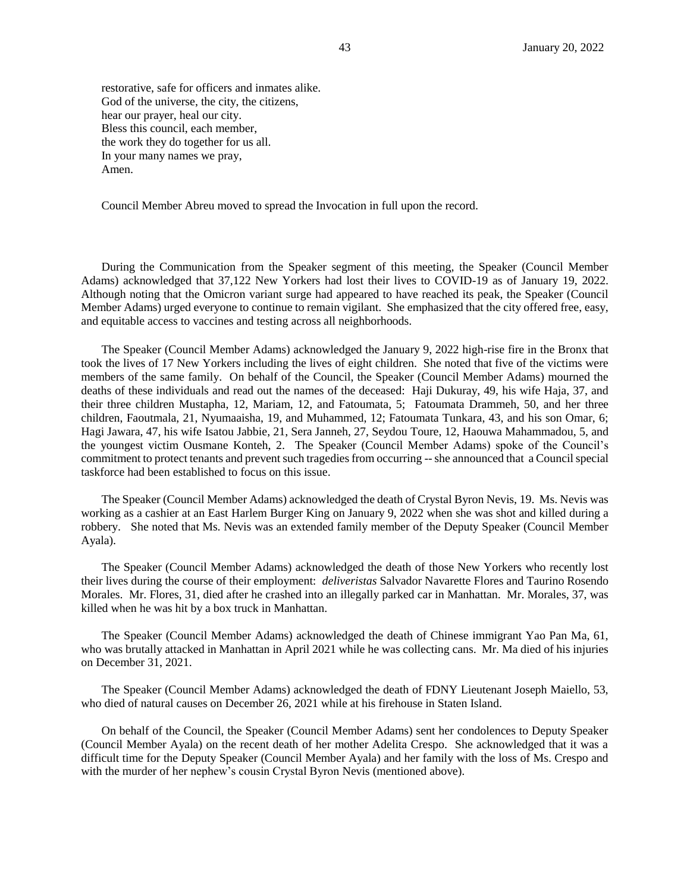restorative, safe for officers and inmates alike.
God of the universe, the city, the citizens,
hear our prayer, heal our city.
Bless this council, each member,
the work they do together for us all.
In your many names we pray,
Amen.

Council Member Abreu moved to spread the Invocation in full upon the record.

During the Communication from the Speaker segment of this meeting, the Speaker (Council Member Adams) acknowledged that 37,122 New Yorkers had lost their lives to COVID-19 as of January 19, 2022. Although noting that the Omicron variant surge had appeared to have reached its peak, the Speaker (Council Member Adams) urged everyone to continue to remain vigilant. She emphasized that the city offered free, easy, and equitable access to vaccines and testing across all neighborhoods.

The Speaker (Council Member Adams) acknowledged the January 9, 2022 high-rise fire in the Bronx that took the lives of 17 New Yorkers including the lives of eight children. She noted that five of the victims were members of the same family. On behalf of the Council, the Speaker (Council Member Adams) mourned the deaths of these individuals and read out the names of the deceased: Haji Dukuray, 49, his wife Haja, 37, and their three children Mustapha, 12, Mariam, 12, and Fatoumata, 5; Fatoumata Drammeh, 50, and her three children, Faoutmala, 21, Nyumaaisha, 19, and Muhammed, 12; Fatoumata Tunkara, 43, and his son Omar, 6; Hagi Jawara, 47, his wife Isatou Jabbie, 21, Sera Janneh, 27, Seydou Toure, 12, Haouwa Mahammadou, 5, and the youngest victim Ousmane Konteh, 2. The Speaker (Council Member Adams) spoke of the Council's commitment to protect tenants and prevent such tragedies from occurring -- she announced that a Council special taskforce had been established to focus on this issue.

The Speaker (Council Member Adams) acknowledged the death of Crystal Byron Nevis, 19. Ms. Nevis was working as a cashier at an East Harlem Burger King on January 9, 2022 when she was shot and killed during a robbery. She noted that Ms. Nevis was an extended family member of the Deputy Speaker (Council Member Ayala).

The Speaker (Council Member Adams) acknowledged the death of those New Yorkers who recently lost their lives during the course of their employment: *deliveristas* Salvador Navarette Flores and Taurino Rosendo Morales. Mr. Flores, 31, died after he crashed into an illegally parked car in Manhattan. Mr. Morales, 37, was killed when he was hit by a box truck in Manhattan.

The Speaker (Council Member Adams) acknowledged the death of Chinese immigrant Yao Pan Ma, 61, who was brutally attacked in Manhattan in April 2021 while he was collecting cans. Mr. Ma died of his injuries on December 31, 2021.

The Speaker (Council Member Adams) acknowledged the death of FDNY Lieutenant Joseph Maiello, 53, who died of natural causes on December 26, 2021 while at his firehouse in Staten Island.

On behalf of the Council, the Speaker (Council Member Adams) sent her condolences to Deputy Speaker (Council Member Ayala) on the recent death of her mother Adelita Crespo. She acknowledged that it was a difficult time for the Deputy Speaker (Council Member Ayala) and her family with the loss of Ms. Crespo and with the murder of her nephew's cousin Crystal Byron Nevis (mentioned above).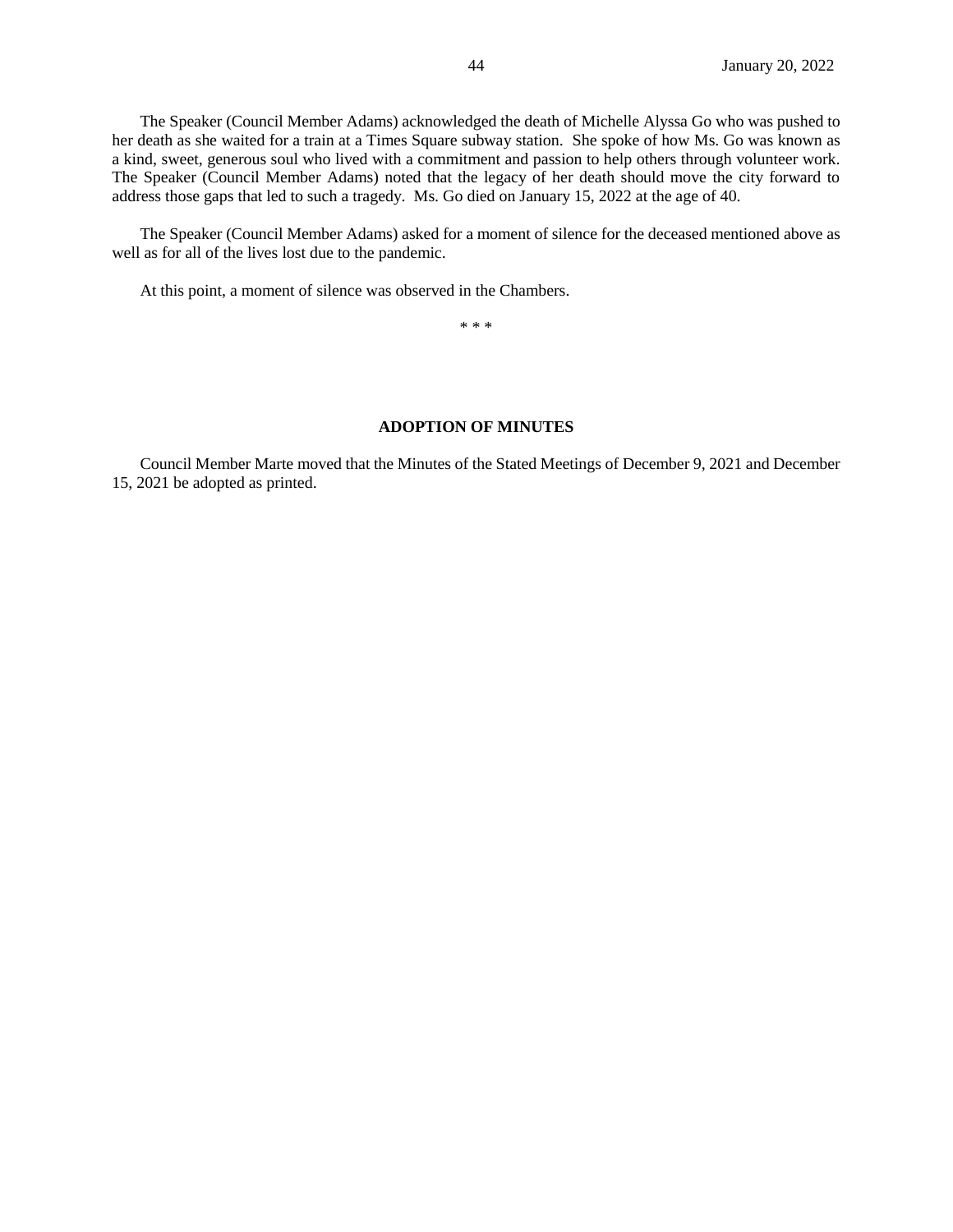The Speaker (Council Member Adams) acknowledged the death of Michelle Alyssa Go who was pushed to her death as she waited for a train at a Times Square subway station. She spoke of how Ms. Go was known as a kind, sweet, generous soul who lived with a commitment and passion to help others through volunteer work. The Speaker (Council Member Adams) noted that the legacy of her death should move the city forward to address those gaps that led to such a tragedy. Ms. Go died on January 15, 2022 at the age of 40.

The Speaker (Council Member Adams) asked for a moment of silence for the deceased mentioned above as well as for all of the lives lost due to the pandemic.

At this point, a moment of silence was observed in the Chambers.

\* \* \*

## ADOPTION OF MINUTES

Council Member Marte moved that the Minutes of the Stated Meetings of December 9, 2021 and December 15, 2021 be adopted as printed.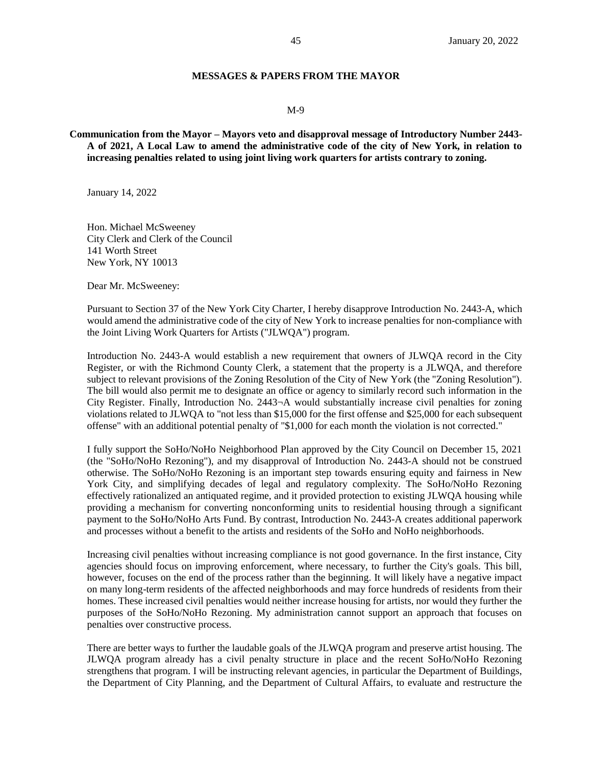## MESSAGES & PAPERS FROM THE MAYOR

M-9

**Communication from the Mayor – Mayors veto and disapproval message of Introductory Number 2443-A of 2021, A Local Law to amend the administrative code of the city of New York, in relation to increasing penalties related to using joint living work quarters for artists contrary to zoning.**

January 14, 2022

Hon. Michael McSweeney
City Clerk and Clerk of the Council
141 Worth Street
New York, NY 10013

Dear Mr. McSweeney:

Pursuant to Section 37 of the New York City Charter, I hereby disapprove Introduction No. 2443-A, which would amend the administrative code of the city of New York to increase penalties for non-compliance with the Joint Living Work Quarters for Artists ("JLWQA") program.

Introduction No. 2443-A would establish a new requirement that owners of JLWQA record in the City Register, or with the Richmond County Clerk, a statement that the property is a JLWQA, and therefore subject to relevant provisions of the Zoning Resolution of the City of New York (the "Zoning Resolution"). The bill would also permit me to designate an office or agency to similarly record such information in the City Register. Finally, Introduction No. 2443¬A would substantially increase civil penalties for zoning violations related to JLWQA to "not less than $15,000 for the first offense and $25,000 for each subsequent offense" with an additional potential penalty of "$1,000 for each month the violation is not corrected."

I fully support the SoHo/NoHo Neighborhood Plan approved by the City Council on December 15, 2021 (the "SoHo/NoHo Rezoning"), and my disapproval of Introduction No. 2443-A should not be construed otherwise. The SoHo/NoHo Rezoning is an important step towards ensuring equity and fairness in New York City, and simplifying decades of legal and regulatory complexity. The SoHo/NoHo Rezoning effectively rationalized an antiquated regime, and it provided protection to existing JLWQA housing while providing a mechanism for converting nonconforming units to residential housing through a significant payment to the SoHo/NoHo Arts Fund. By contrast, Introduction No. 2443-A creates additional paperwork and processes without a benefit to the artists and residents of the SoHo and NoHo neighborhoods.

Increasing civil penalties without increasing compliance is not good governance. In the first instance, City agencies should focus on improving enforcement, where necessary, to further the City's goals. This bill, however, focuses on the end of the process rather than the beginning. It will likely have a negative impact on many long-term residents of the affected neighborhoods and may force hundreds of residents from their homes. These increased civil penalties would neither increase housing for artists, nor would they further the purposes of the SoHo/NoHo Rezoning. My administration cannot support an approach that focuses on penalties over constructive process.

There are better ways to further the laudable goals of the JLWQA program and preserve artist housing. The JLWQA program already has a civil penalty structure in place and the recent SoHo/NoHo Rezoning strengthens that program. I will be instructing relevant agencies, in particular the Department of Buildings, the Department of City Planning, and the Department of Cultural Affairs, to evaluate and restructure the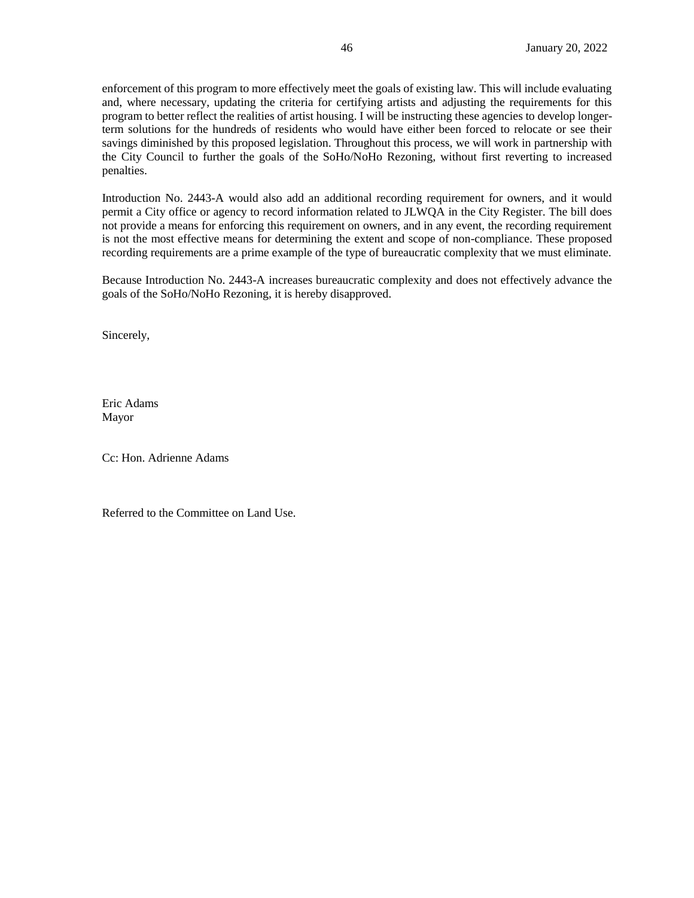enforcement of this program to more effectively meet the goals of existing law. This will include evaluating and, where necessary, updating the criteria for certifying artists and adjusting the requirements for this program to better reflect the realities of artist housing. I will be instructing these agencies to develop longer-term solutions for the hundreds of residents who would have either been forced to relocate or see their savings diminished by this proposed legislation. Throughout this process, we will work in partnership with the City Council to further the goals of the SoHo/NoHo Rezoning, without first reverting to increased penalties.

Introduction No. 2443-A would also add an additional recording requirement for owners, and it would permit a City office or agency to record information related to JLWQA in the City Register. The bill does not provide a means for enforcing this requirement on owners, and in any event, the recording requirement is not the most effective means for determining the extent and scope of non-compliance. These proposed recording requirements are a prime example of the type of bureaucratic complexity that we must eliminate.

Because Introduction No. 2443-A increases bureaucratic complexity and does not effectively advance the goals of the SoHo/NoHo Rezoning, it is hereby disapproved.

Sincerely,

Eric Adams
Mayor

Cc: Hon. Adrienne Adams

Referred to the Committee on Land Use.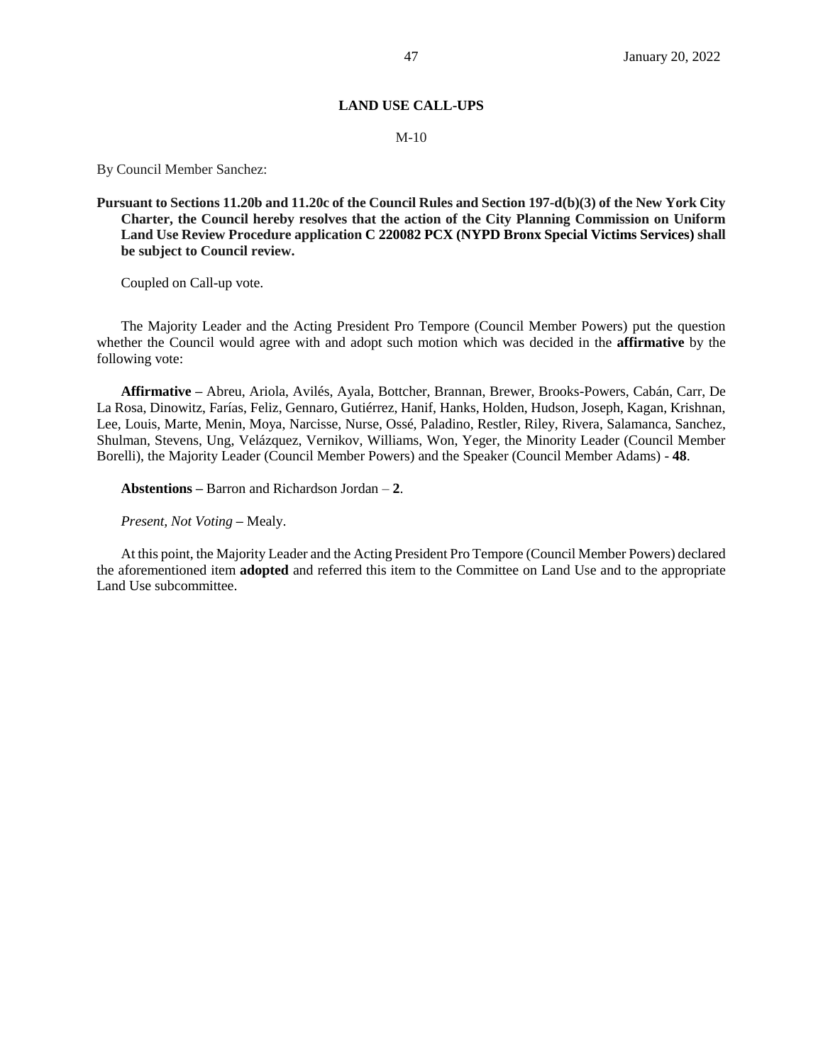## LAND USE CALL-UPS

M-10

By Council Member Sanchez:

**Pursuant to Sections 11.20b and 11.20c of the Council Rules and Section 197-d(b)(3) of the New York City Charter, the Council hereby resolves that the action of the City Planning Commission on Uniform Land Use Review Procedure application C 220082 PCX (NYPD Bronx Special Victims Services) shall be subject to Council review.**

Coupled on Call-up vote.

The Majority Leader and the Acting President Pro Tempore (Council Member Powers) put the question whether the Council would agree with and adopt such motion which was decided in the **affirmative** by the following vote:

**Affirmative –** Abreu, Ariola, Avilés, Ayala, Bottcher, Brannan, Brewer, Brooks-Powers, Cabán, Carr, De La Rosa, Dinowitz, Farías, Feliz, Gennaro, Gutiérrez, Hanif, Hanks, Holden, Hudson, Joseph, Kagan, Krishnan, Lee, Louis, Marte, Menin, Moya, Narcisse, Nurse, Ossé, Paladino, Restler, Riley, Rivera, Salamanca, Sanchez, Shulman, Stevens, Ung, Velázquez, Vernikov, Williams, Won, Yeger, the Minority Leader (Council Member Borelli), the Majority Leader (Council Member Powers) and the Speaker (Council Member Adams) - **48**.

**Abstentions –** Barron and Richardson Jordan – **2**.

*Present, Not Voting* – Mealy.

At this point, the Majority Leader and the Acting President Pro Tempore (Council Member Powers) declared the aforementioned item **adopted** and referred this item to the Committee on Land Use and to the appropriate Land Use subcommittee.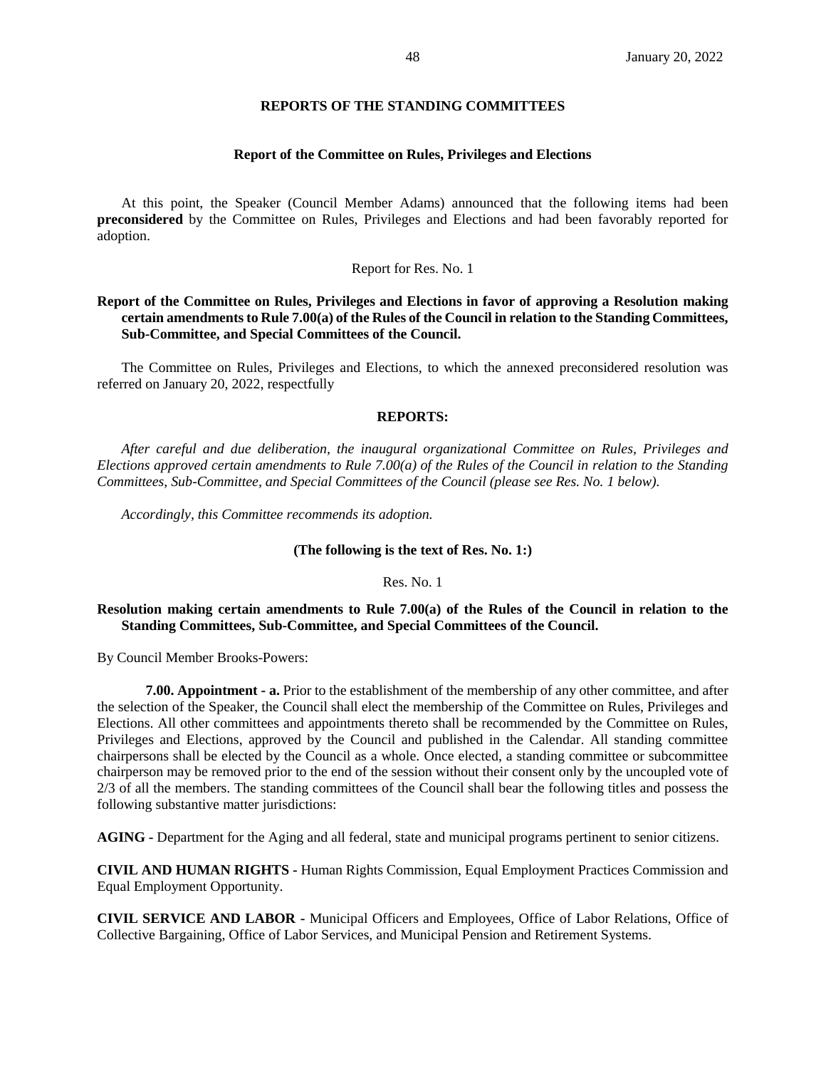## REPORTS OF THE STANDING COMMITTEES

### Report of the Committee on Rules, Privileges and Elections

At this point, the Speaker (Council Member Adams) announced that the following items had been **preconsidered** by the Committee on Rules, Privileges and Elections and had been favorably reported for adoption.

Report for Res. No. 1

**Report of the Committee on Rules, Privileges and Elections in favor of approving a Resolution making certain amendments to Rule 7.00(a) of the Rules of the Council in relation to the Standing Committees, Sub-Committee, and Special Committees of the Council.**

The Committee on Rules, Privileges and Elections, to which the annexed preconsidered resolution was referred on January 20, 2022, respectfully

**REPORTS:**

*After careful and due deliberation, the inaugural organizational Committee on Rules, Privileges and Elections approved certain amendments to Rule 7.00(a) of the Rules of the Council in relation to the Standing Committees, Sub-Committee, and Special Committees of the Council (please see Res. No. 1 below).*

*Accordingly, this Committee recommends its adoption.*

**(The following is the text of Res. No. 1:)**

Res. No. 1

**Resolution making certain amendments to Rule 7.00(a) of the Rules of the Council in relation to the Standing Committees, Sub-Committee, and Special Committees of the Council.**

By Council Member Brooks-Powers:

**7.00. Appointment - a.** Prior to the establishment of the membership of any other committee, and after the selection of the Speaker, the Council shall elect the membership of the Committee on Rules, Privileges and Elections. All other committees and appointments thereto shall be recommended by the Committee on Rules, Privileges and Elections, approved by the Council and published in the Calendar. All standing committee chairpersons shall be elected by the Council as a whole. Once elected, a standing committee or subcommittee chairperson may be removed prior to the end of the session without their consent only by the uncoupled vote of 2/3 of all the members. The standing committees of the Council shall bear the following titles and possess the following substantive matter jurisdictions:

**AGING -** Department for the Aging and all federal, state and municipal programs pertinent to senior citizens.

**CIVIL AND HUMAN RIGHTS -** Human Rights Commission, Equal Employment Practices Commission and Equal Employment Opportunity.

**CIVIL SERVICE AND LABOR -** Municipal Officers and Employees, Office of Labor Relations, Office of Collective Bargaining, Office of Labor Services, and Municipal Pension and Retirement Systems.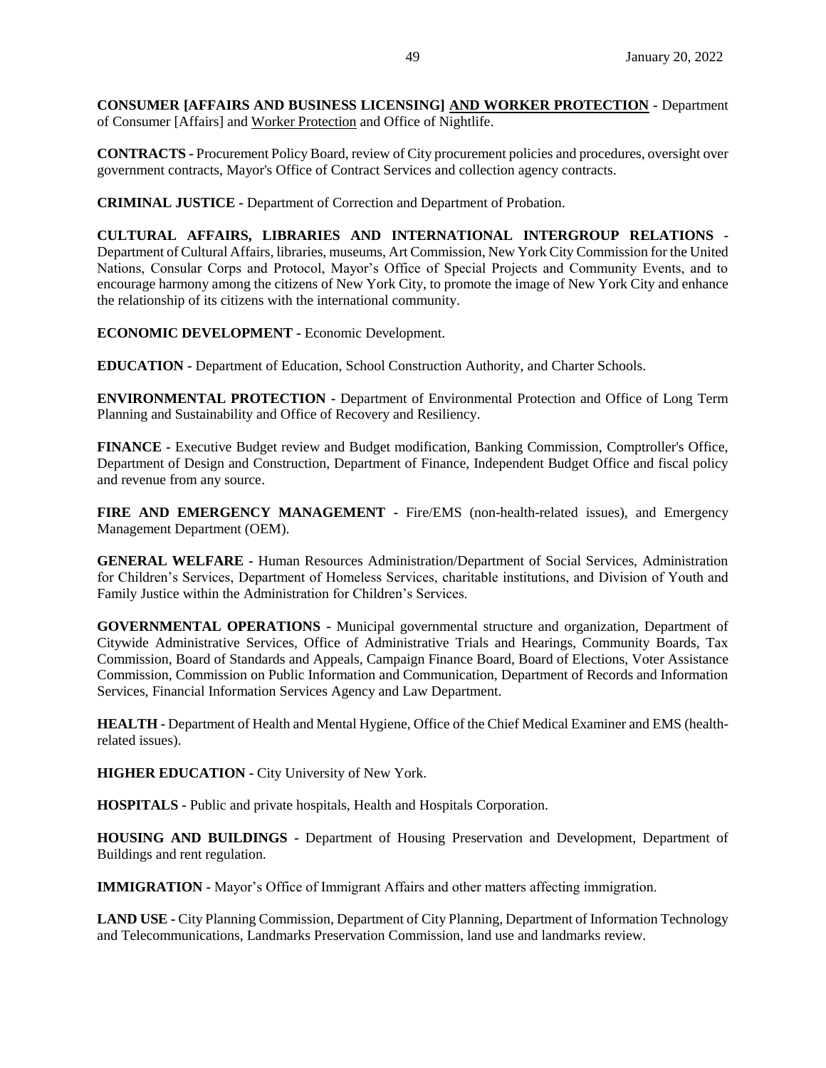**CONSUMER [AFFAIRS AND BUSINESS LICENSING] <u>AND WORKER PROTECTION</u> -** Department of Consumer [Affairs] and <u>Worker Protection</u> and Office of Nightlife.

**CONTRACTS -** Procurement Policy Board, review of City procurement policies and procedures, oversight over government contracts, Mayor's Office of Contract Services and collection agency contracts.

**CRIMINAL JUSTICE -** Department of Correction and Department of Probation.

**CULTURAL AFFAIRS, LIBRARIES AND INTERNATIONAL INTERGROUP RELATIONS -** Department of Cultural Affairs, libraries, museums, Art Commission, New York City Commission for the United Nations, Consular Corps and Protocol, Mayor's Office of Special Projects and Community Events, and to encourage harmony among the citizens of New York City, to promote the image of New York City and enhance the relationship of its citizens with the international community.

**ECONOMIC DEVELOPMENT -** Economic Development.

**EDUCATION -** Department of Education, School Construction Authority, and Charter Schools.

**ENVIRONMENTAL PROTECTION -** Department of Environmental Protection and Office of Long Term Planning and Sustainability and Office of Recovery and Resiliency.

**FINANCE -** Executive Budget review and Budget modification, Banking Commission, Comptroller's Office, Department of Design and Construction, Department of Finance, Independent Budget Office and fiscal policy and revenue from any source.

**FIRE AND EMERGENCY MANAGEMENT -** Fire/EMS (non-health-related issues), and Emergency Management Department (OEM).

**GENERAL WELFARE -** Human Resources Administration/Department of Social Services, Administration for Children's Services, Department of Homeless Services, charitable institutions, and Division of Youth and Family Justice within the Administration for Children's Services.

**GOVERNMENTAL OPERATIONS -** Municipal governmental structure and organization, Department of Citywide Administrative Services, Office of Administrative Trials and Hearings, Community Boards, Tax Commission, Board of Standards and Appeals, Campaign Finance Board, Board of Elections, Voter Assistance Commission, Commission on Public Information and Communication, Department of Records and Information Services, Financial Information Services Agency and Law Department.

**HEALTH -** Department of Health and Mental Hygiene, Office of the Chief Medical Examiner and EMS (health-related issues).

**HIGHER EDUCATION -** City University of New York.

**HOSPITALS -** Public and private hospitals, Health and Hospitals Corporation.

**HOUSING AND BUILDINGS -** Department of Housing Preservation and Development, Department of Buildings and rent regulation.

**IMMIGRATION -** Mayor's Office of Immigrant Affairs and other matters affecting immigration.

**LAND USE -** City Planning Commission, Department of City Planning, Department of Information Technology and Telecommunications, Landmarks Preservation Commission, land use and landmarks review.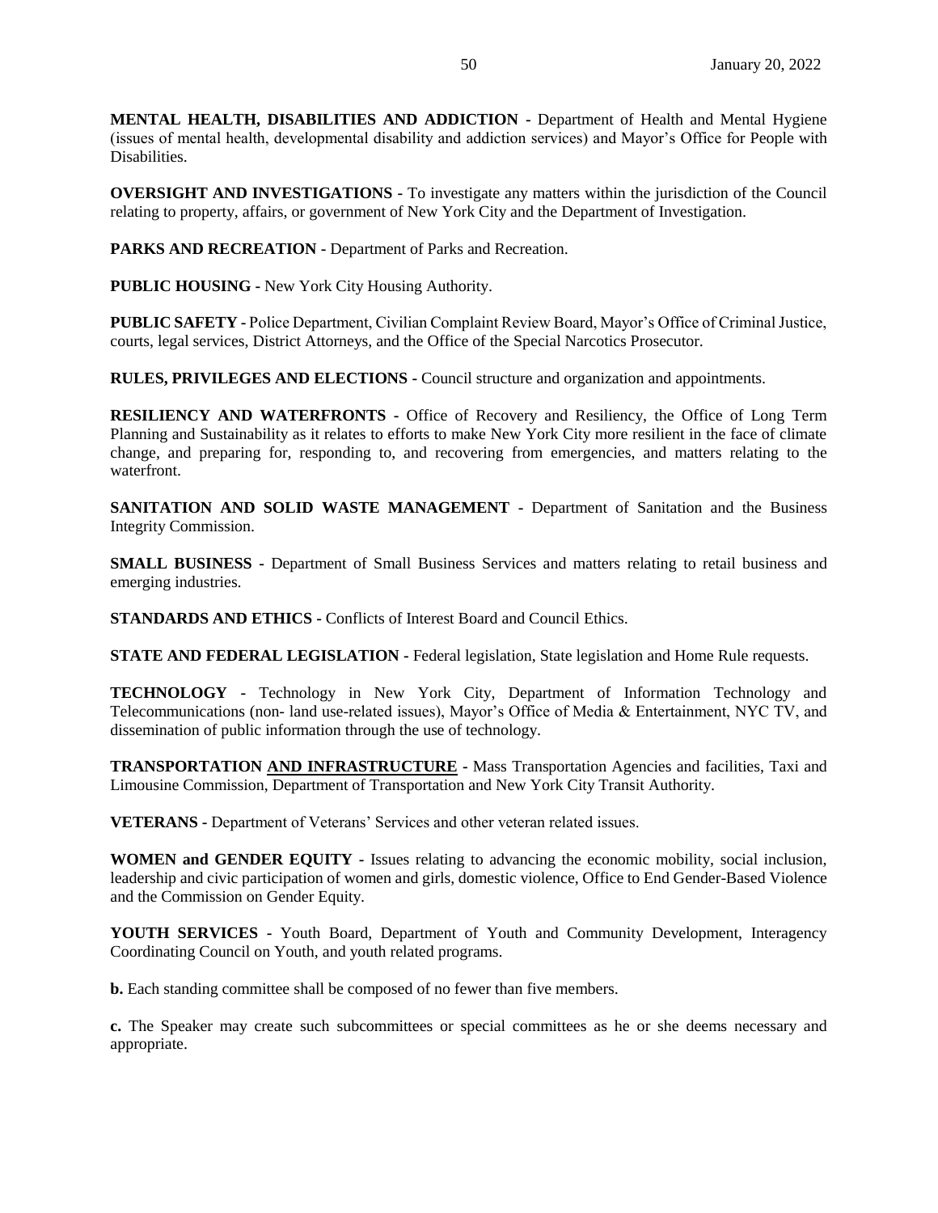**MENTAL HEALTH, DISABILITIES AND ADDICTION -** Department of Health and Mental Hygiene (issues of mental health, developmental disability and addiction services) and Mayor's Office for People with Disabilities.

**OVERSIGHT AND INVESTIGATIONS -** To investigate any matters within the jurisdiction of the Council relating to property, affairs, or government of New York City and the Department of Investigation.

**PARKS AND RECREATION -** Department of Parks and Recreation.

**PUBLIC HOUSING -** New York City Housing Authority.

**PUBLIC SAFETY -** Police Department, Civilian Complaint Review Board, Mayor's Office of Criminal Justice, courts, legal services, District Attorneys, and the Office of the Special Narcotics Prosecutor.

**RULES, PRIVILEGES AND ELECTIONS -** Council structure and organization and appointments.

**RESILIENCY AND WATERFRONTS -** Office of Recovery and Resiliency, the Office of Long Term Planning and Sustainability as it relates to efforts to make New York City more resilient in the face of climate change, and preparing for, responding to, and recovering from emergencies, and matters relating to the waterfront.

**SANITATION AND SOLID WASTE MANAGEMENT -** Department of Sanitation and the Business Integrity Commission.

**SMALL BUSINESS -** Department of Small Business Services and matters relating to retail business and emerging industries.

**STANDARDS AND ETHICS -** Conflicts of Interest Board and Council Ethics.

**STATE AND FEDERAL LEGISLATION -** Federal legislation, State legislation and Home Rule requests.

**TECHNOLOGY -** Technology in New York City, Department of Information Technology and Telecommunications (non- land use-related issues), Mayor's Office of Media & Entertainment, NYC TV, and dissemination of public information through the use of technology.

**TRANSPORTATION <u>AND INFRASTRUCTURE</u> -** Mass Transportation Agencies and facilities, Taxi and Limousine Commission, Department of Transportation and New York City Transit Authority.

**VETERANS -** Department of Veterans' Services and other veteran related issues.

**WOMEN and GENDER EQUITY -** Issues relating to advancing the economic mobility, social inclusion, leadership and civic participation of women and girls, domestic violence, Office to End Gender-Based Violence and the Commission on Gender Equity.

**YOUTH SERVICES -** Youth Board, Department of Youth and Community Development, Interagency Coordinating Council on Youth, and youth related programs.

**b.** Each standing committee shall be composed of no fewer than five members.

**c.** The Speaker may create such subcommittees or special committees as he or she deems necessary and appropriate.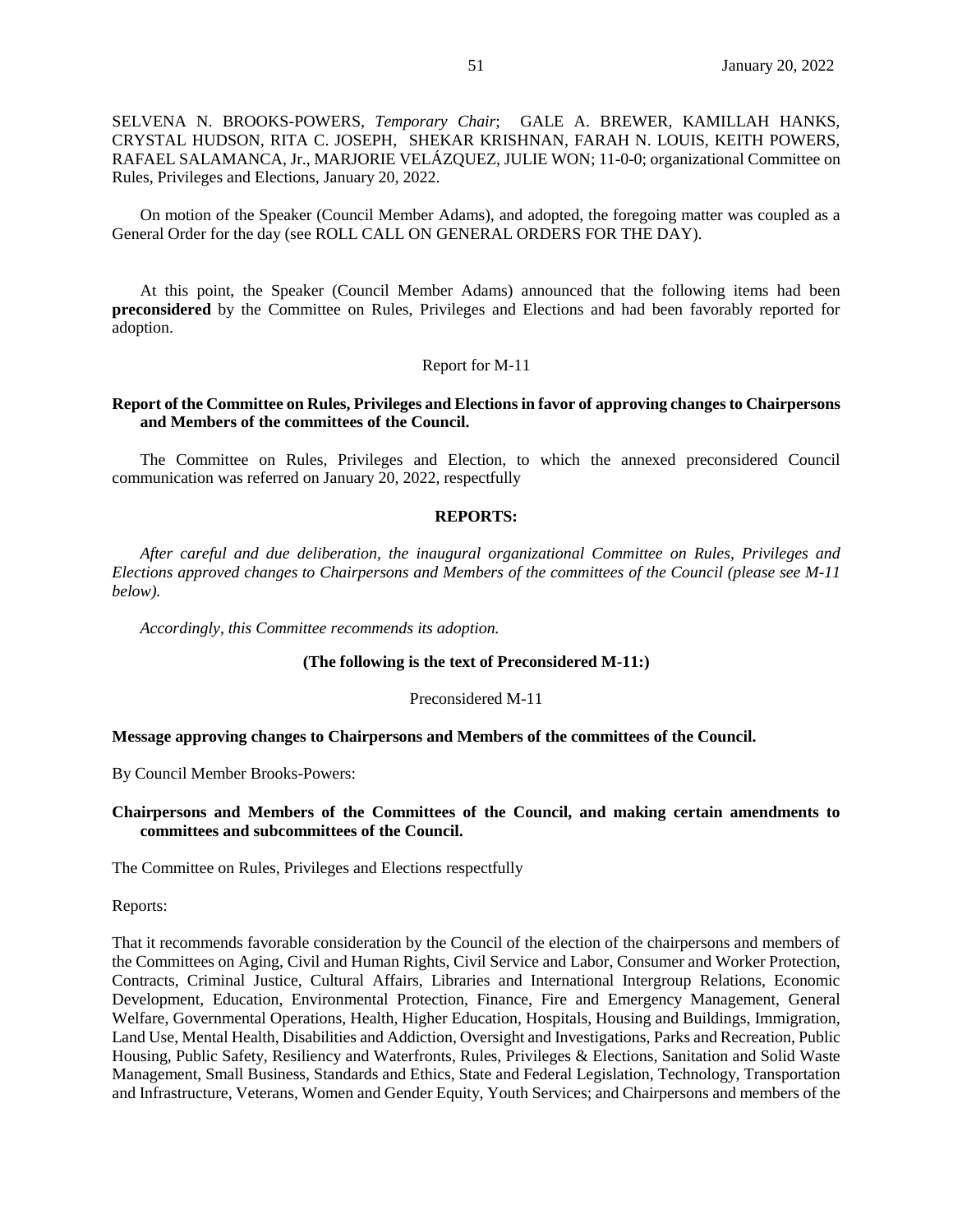SELVENA N. BROOKS-POWERS, *Temporary Chair*; GALE A. BREWER, KAMILLAH HANKS, CRYSTAL HUDSON, RITA C. JOSEPH, SHEKAR KRISHNAN, FARAH N. LOUIS, KEITH POWERS, RAFAEL SALAMANCA, Jr., MARJORIE VELÁZQUEZ, JULIE WON; 11-0-0; organizational Committee on Rules, Privileges and Elections, January 20, 2022.

On motion of the Speaker (Council Member Adams), and adopted, the foregoing matter was coupled as a General Order for the day (see ROLL CALL ON GENERAL ORDERS FOR THE DAY).

At this point, the Speaker (Council Member Adams) announced that the following items had been **preconsidered** by the Committee on Rules, Privileges and Elections and had been favorably reported for adoption.

Report for M-11

**Report of the Committee on Rules, Privileges and Elections in favor of approving changes to Chairpersons and Members of the committees of the Council.**

The Committee on Rules, Privileges and Election, to which the annexed preconsidered Council communication was referred on January 20, 2022, respectfully

**REPORTS:**

*After careful and due deliberation, the inaugural organizational Committee on Rules, Privileges and Elections approved changes to Chairpersons and Members of the committees of the Council (please see M-11 below).*

*Accordingly, this Committee recommends its adoption.*

**(The following is the text of Preconsidered M-11:)**

Preconsidered M-11

**Message approving changes to Chairpersons and Members of the committees of the Council.**

By Council Member Brooks-Powers:

**Chairpersons and Members of the Committees of the Council, and making certain amendments to committees and subcommittees of the Council.**

The Committee on Rules, Privileges and Elections respectfully

Reports:

That it recommends favorable consideration by the Council of the election of the chairpersons and members of the Committees on Aging, Civil and Human Rights, Civil Service and Labor, Consumer and Worker Protection, Contracts, Criminal Justice, Cultural Affairs, Libraries and International Intergroup Relations, Economic Development, Education, Environmental Protection, Finance, Fire and Emergency Management, General Welfare, Governmental Operations, Health, Higher Education, Hospitals, Housing and Buildings, Immigration, Land Use, Mental Health, Disabilities and Addiction, Oversight and Investigations, Parks and Recreation, Public Housing, Public Safety, Resiliency and Waterfronts, Rules, Privileges & Elections, Sanitation and Solid Waste Management, Small Business, Standards and Ethics, State and Federal Legislation, Technology, Transportation and Infrastructure, Veterans, Women and Gender Equity, Youth Services; and Chairpersons and members of the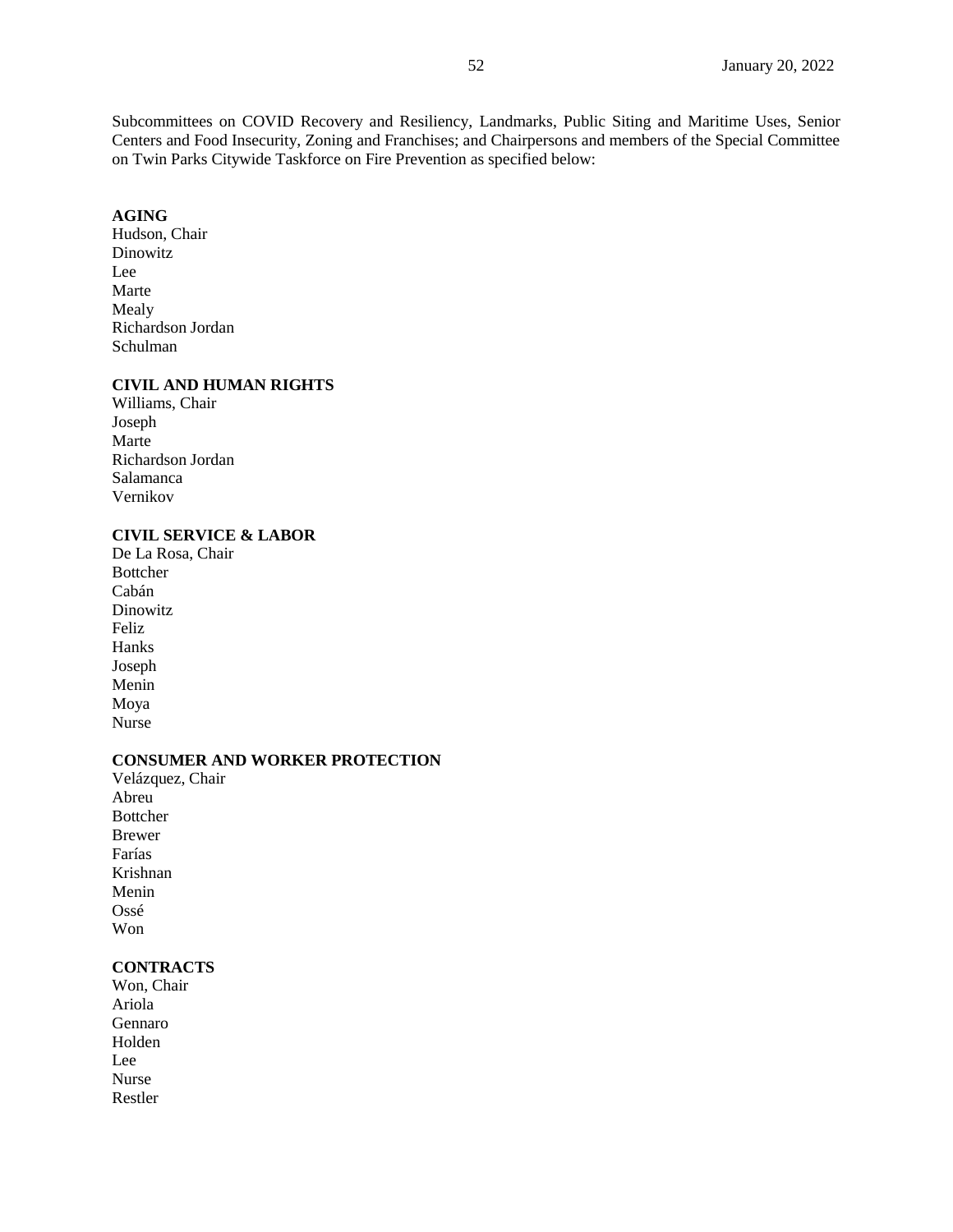Subcommittees on COVID Recovery and Resiliency, Landmarks, Public Siting and Maritime Uses, Senior Centers and Food Insecurity, Zoning and Franchises; and Chairpersons and members of the Special Committee on Twin Parks Citywide Taskforce on Fire Prevention as specified below:

**AGING**
Hudson, Chair
Dinowitz
Lee
Marte
Mealy
Richardson Jordan
Schulman

**CIVIL AND HUMAN RIGHTS**
Williams, Chair
Joseph
Marte
Richardson Jordan
Salamanca
Vernikov

**CIVIL SERVICE & LABOR**
De La Rosa, Chair
Bottcher
Cabán
Dinowitz
Feliz
Hanks
Joseph
Menin
Moya
Nurse

**CONSUMER AND WORKER PROTECTION**
Velázquez, Chair
Abreu
Bottcher
Brewer
Farías
Krishnan
Menin
Ossé
Won

**CONTRACTS**
Won, Chair
Ariola
Gennaro
Holden
Lee
Nurse
Restler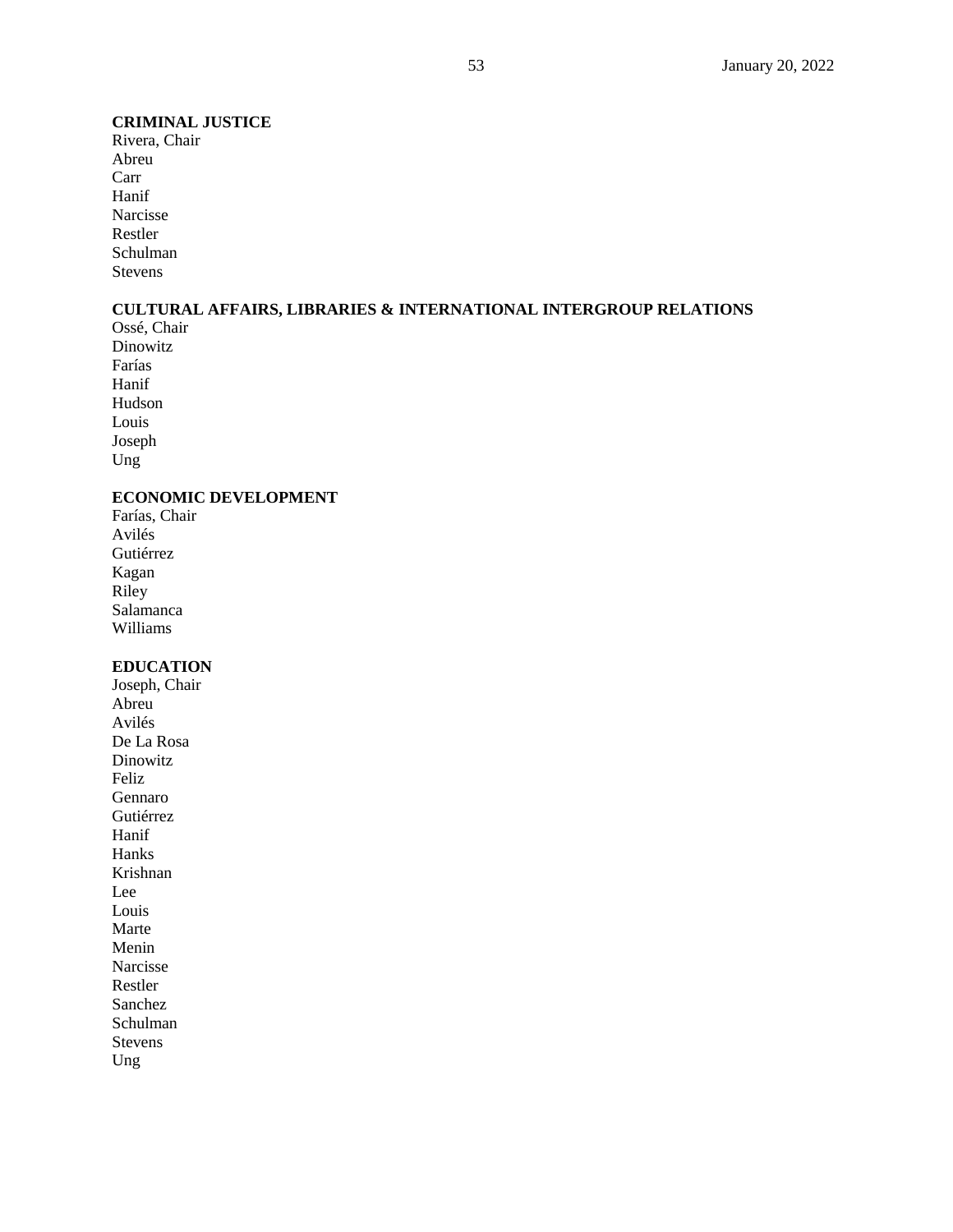**CRIMINAL JUSTICE**
Rivera, Chair
Abreu
Carr
Hanif
Narcisse
Restler
Schulman
Stevens

**CULTURAL AFFAIRS, LIBRARIES & INTERNATIONAL INTERGROUP RELATIONS**
Ossé, Chair
Dinowitz
Farías
Hanif
Hudson
Louis
Joseph
Ung

**ECONOMIC DEVELOPMENT**
Farías, Chair
Avilés
Gutiérrez
Kagan
Riley
Salamanca
Williams

**EDUCATION**
Joseph, Chair
Abreu
Avilés
De La Rosa
Dinowitz
Feliz
Gennaro
Gutiérrez
Hanif
Hanks
Krishnan
Lee
Louis
Marte
Menin
Narcisse
Restler
Sanchez
Schulman
Stevens
Ung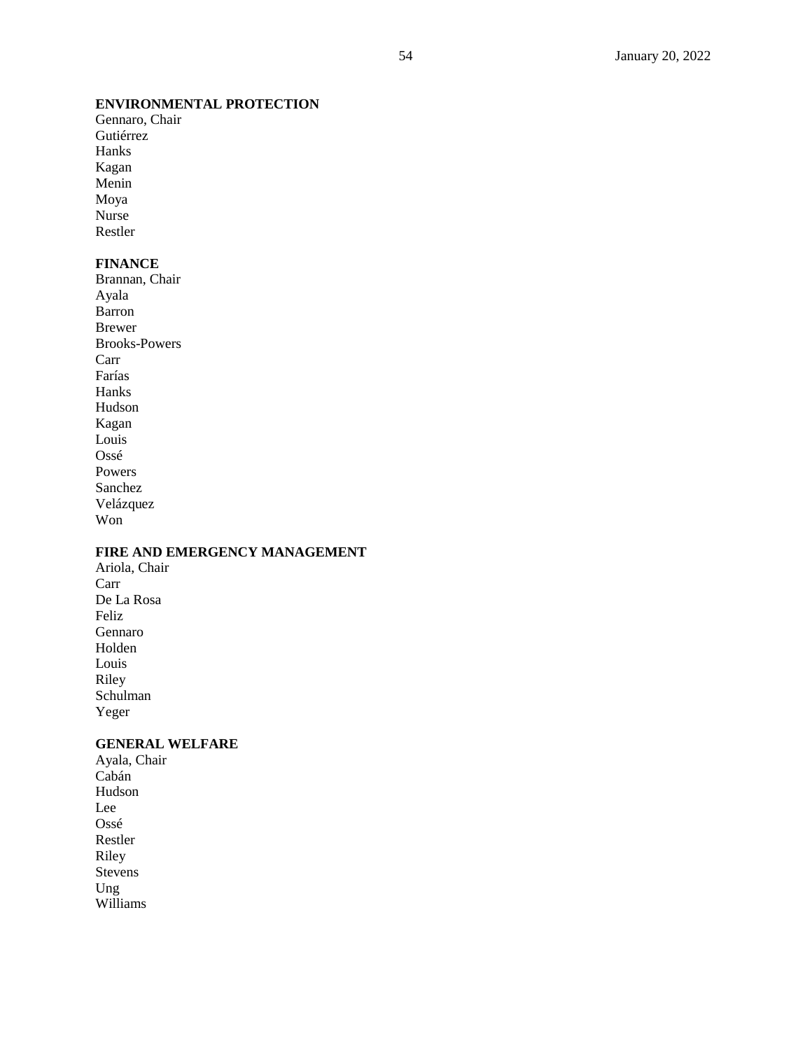**ENVIRONMENTAL PROTECTION**
Gennaro, Chair
Gutiérrez
Hanks
Kagan
Menin
Moya
Nurse
Restler

**FINANCE**
Brannan, Chair
Ayala
Barron
Brewer
Brooks-Powers
Carr
Farías
Hanks
Hudson
Kagan
Louis
Ossé
Powers
Sanchez
Velázquez
Won

**FIRE AND EMERGENCY MANAGEMENT**
Ariola, Chair
Carr
De La Rosa
Feliz
Gennaro
Holden
Louis
Riley
Schulman
Yeger

**GENERAL WELFARE**
Ayala, Chair
Cabán
Hudson
Lee
Ossé
Restler
Riley
Stevens
Ung
Williams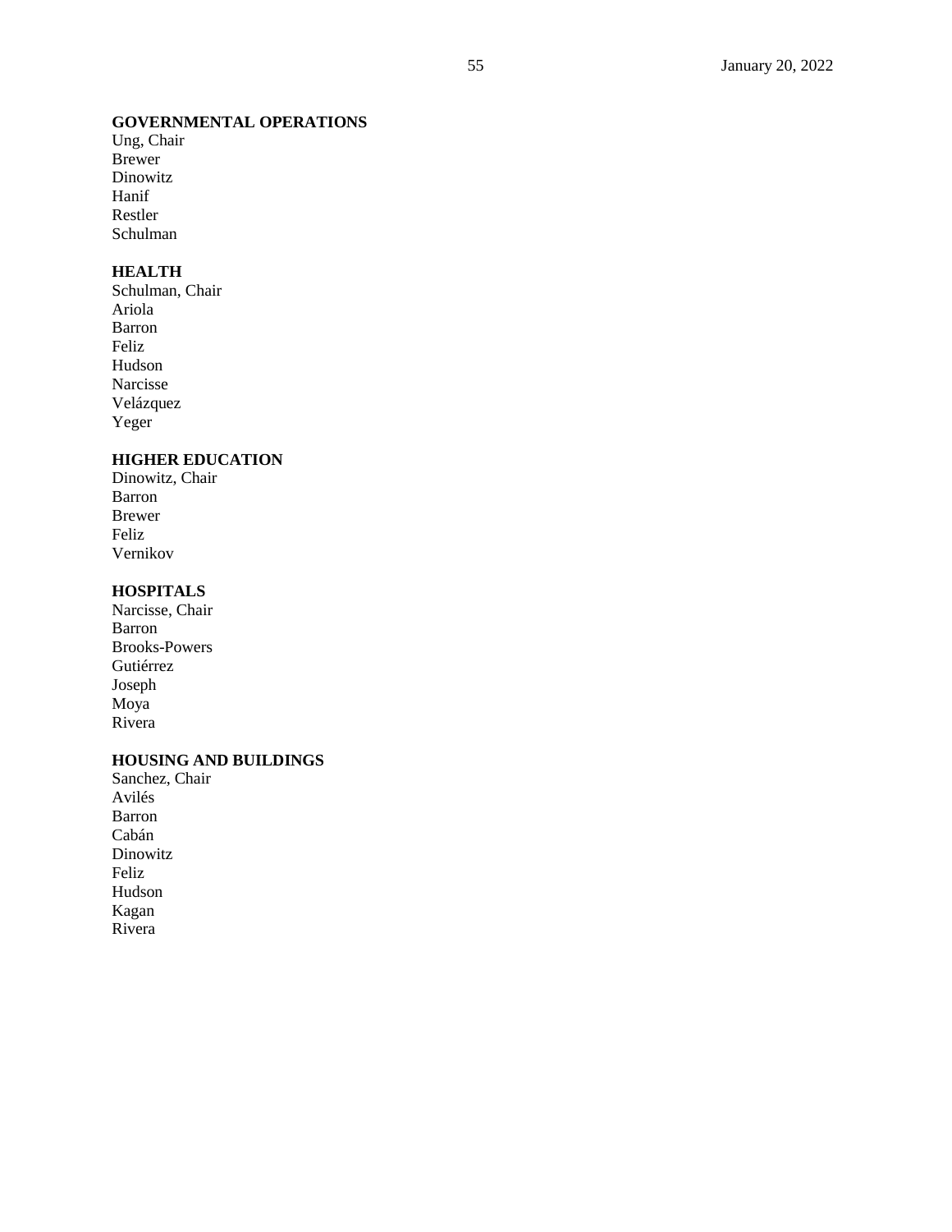**GOVERNMENTAL OPERATIONS**
Ung, Chair
Brewer
Dinowitz
Hanif
Restler
Schulman

**HEALTH**
Schulman, Chair
Ariola
Barron
Feliz
Hudson
Narcisse
Velázquez
Yeger

**HIGHER EDUCATION**
Dinowitz, Chair
Barron
Brewer
Feliz
Vernikov

**HOSPITALS**
Narcisse, Chair
Barron
Brooks-Powers
Gutiérrez
Joseph
Moya
Rivera

**HOUSING AND BUILDINGS**
Sanchez, Chair
Avilés
Barron
Cabán
Dinowitz
Feliz
Hudson
Kagan
Rivera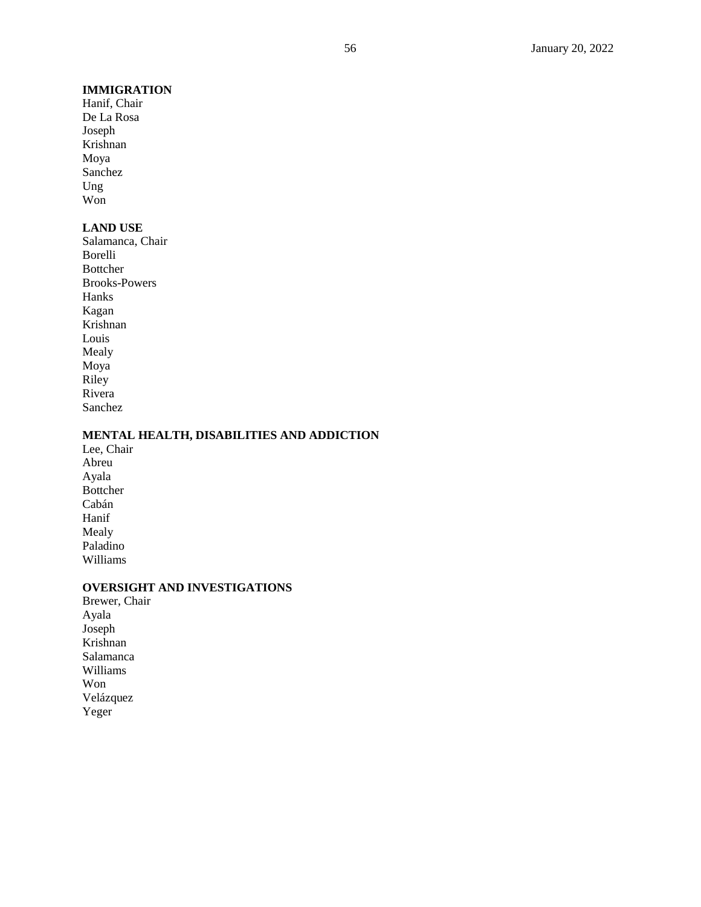**IMMIGRATION**
Hanif, Chair
De La Rosa
Joseph
Krishnan
Moya
Sanchez
Ung
Won

**LAND USE**
Salamanca, Chair
Borelli
Bottcher
Brooks-Powers
Hanks
Kagan
Krishnan
Louis
Mealy
Moya
Riley
Rivera
Sanchez

**MENTAL HEALTH, DISABILITIES AND ADDICTION**
Lee, Chair
Abreu
Ayala
Bottcher
Cabán
Hanif
Mealy
Paladino
Williams

**OVERSIGHT AND INVESTIGATIONS**
Brewer, Chair
Ayala
Joseph
Krishnan
Salamanca
Williams
Won
Velázquez
Yeger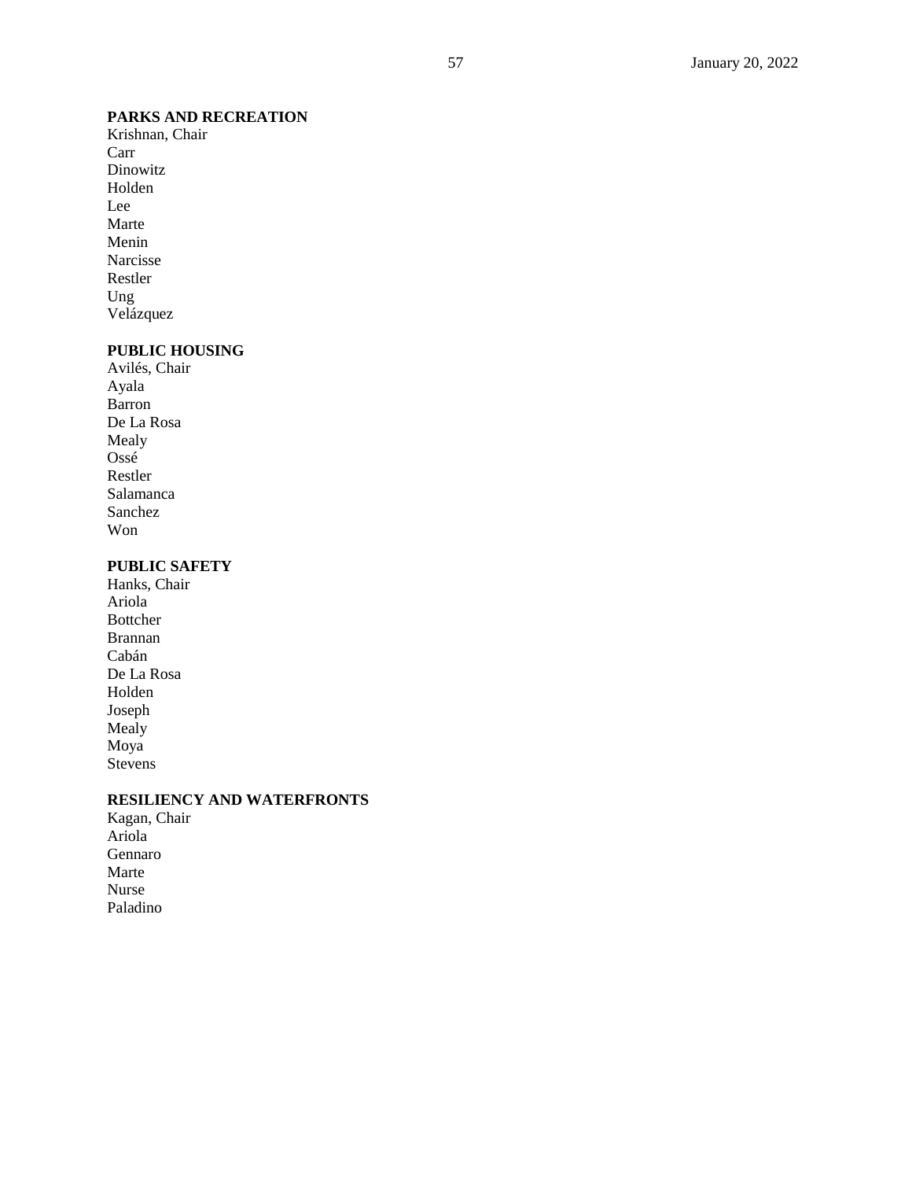**PARKS AND RECREATION**
Krishnan, Chair
Carr
Dinowitz
Holden
Lee
Marte
Menin
Narcisse
Restler
Ung
Velázquez

**PUBLIC HOUSING**
Avilés, Chair
Ayala
Barron
De La Rosa
Mealy
Ossé
Restler
Salamanca
Sanchez
Won

**PUBLIC SAFETY**
Hanks, Chair
Ariola
Bottcher
Brannan
Cabán
De La Rosa
Holden
Joseph
Mealy
Moya
Stevens

**RESILIENCY AND WATERFRONTS**
Kagan, Chair
Ariola
Gennaro
Marte
Nurse
Paladino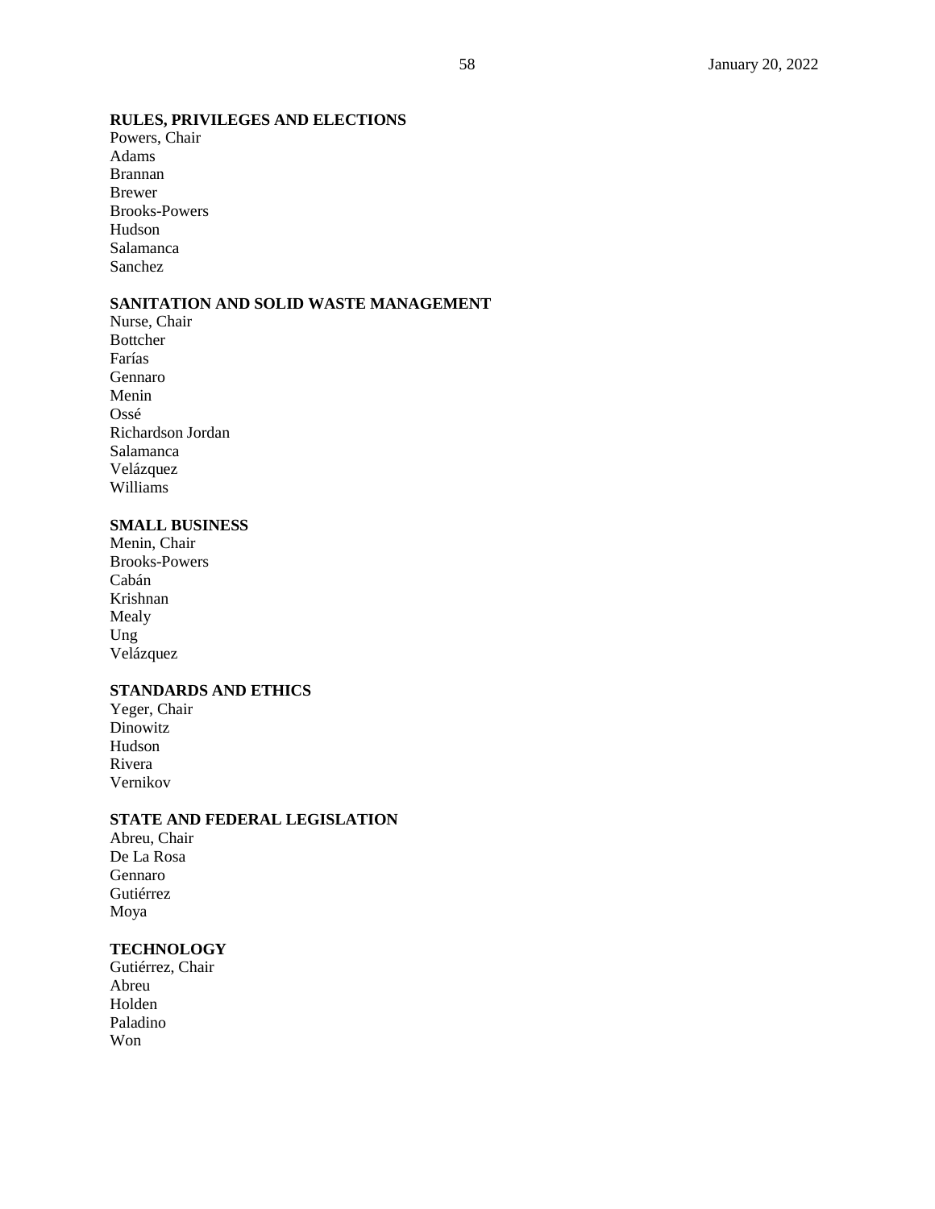**RULES, PRIVILEGES AND ELECTIONS**
Powers, Chair
Adams
Brannan
Brewer
Brooks-Powers
Hudson
Salamanca
Sanchez

**SANITATION AND SOLID WASTE MANAGEMENT**
Nurse, Chair
Bottcher
Farías
Gennaro
Menin
Ossé
Richardson Jordan
Salamanca
Velázquez
Williams

**SMALL BUSINESS**
Menin, Chair
Brooks-Powers
Cabán
Krishnan
Mealy
Ung
Velázquez

**STANDARDS AND ETHICS**
Yeger, Chair
Dinowitz
Hudson
Rivera
Vernikov

**STATE AND FEDERAL LEGISLATION**
Abreu, Chair
De La Rosa
Gennaro
Gutiérrez
Moya

**TECHNOLOGY**
Gutiérrez, Chair
Abreu
Holden
Paladino
Won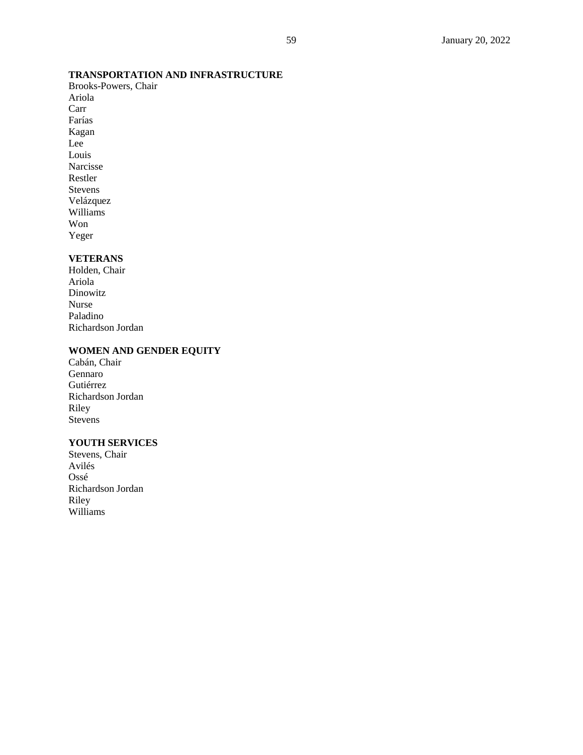**TRANSPORTATION AND INFRASTRUCTURE**
Brooks-Powers, Chair
Ariola
Carr
Farías
Kagan
Lee
Louis
Narcisse
Restler
Stevens
Velázquez
Williams
Won
Yeger

**VETERANS**
Holden, Chair
Ariola
Dinowitz
Nurse
Paladino
Richardson Jordan

**WOMEN AND GENDER EQUITY**
Cabán, Chair
Gennaro
Gutiérrez
Richardson Jordan
Riley
Stevens

**YOUTH SERVICES**
Stevens, Chair
Avilés
Ossé
Richardson Jordan
Riley
Williams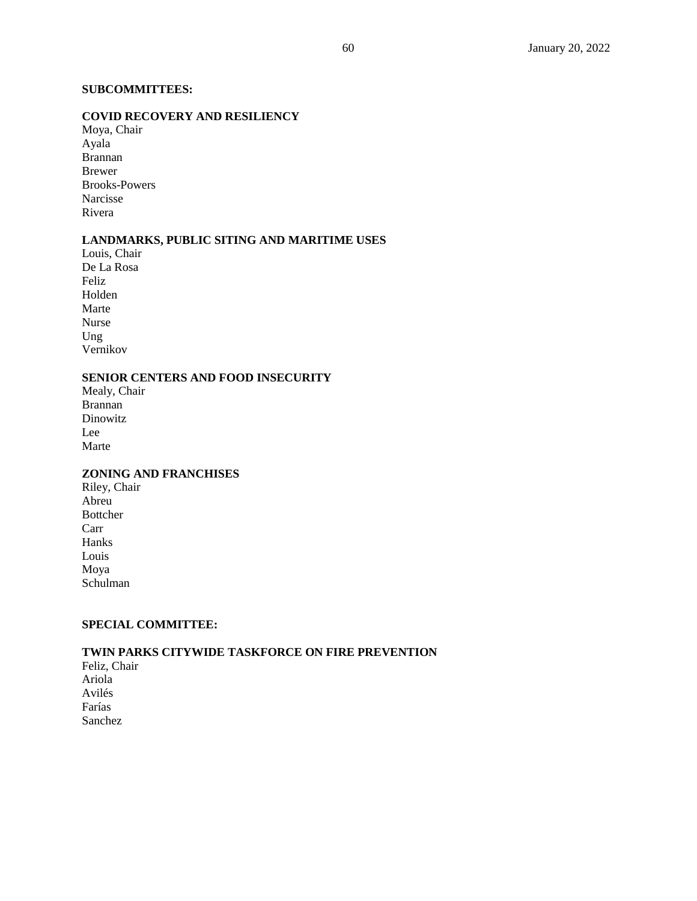**SUBCOMMITTEES:**

**COVID RECOVERY AND RESILIENCY**

Moya, Chair
Ayala
Brannan
Brewer
Brooks-Powers
Narcisse
Rivera

**LANDMARKS, PUBLIC SITING AND MARITIME USES**

Louis, Chair
De La Rosa
Feliz
Holden
Marte
Nurse
Ung
Vernikov

**SENIOR CENTERS AND FOOD INSECURITY**

Mealy, Chair
Brannan
Dinowitz
Lee
Marte

**ZONING AND FRANCHISES**

Riley, Chair
Abreu
Bottcher
Carr
Hanks
Louis
Moya
Schulman

**SPECIAL COMMITTEE:**

**TWIN PARKS CITYWIDE TASKFORCE ON FIRE PREVENTION**

Feliz, Chair
Ariola
Avilés
Farías
Sanchez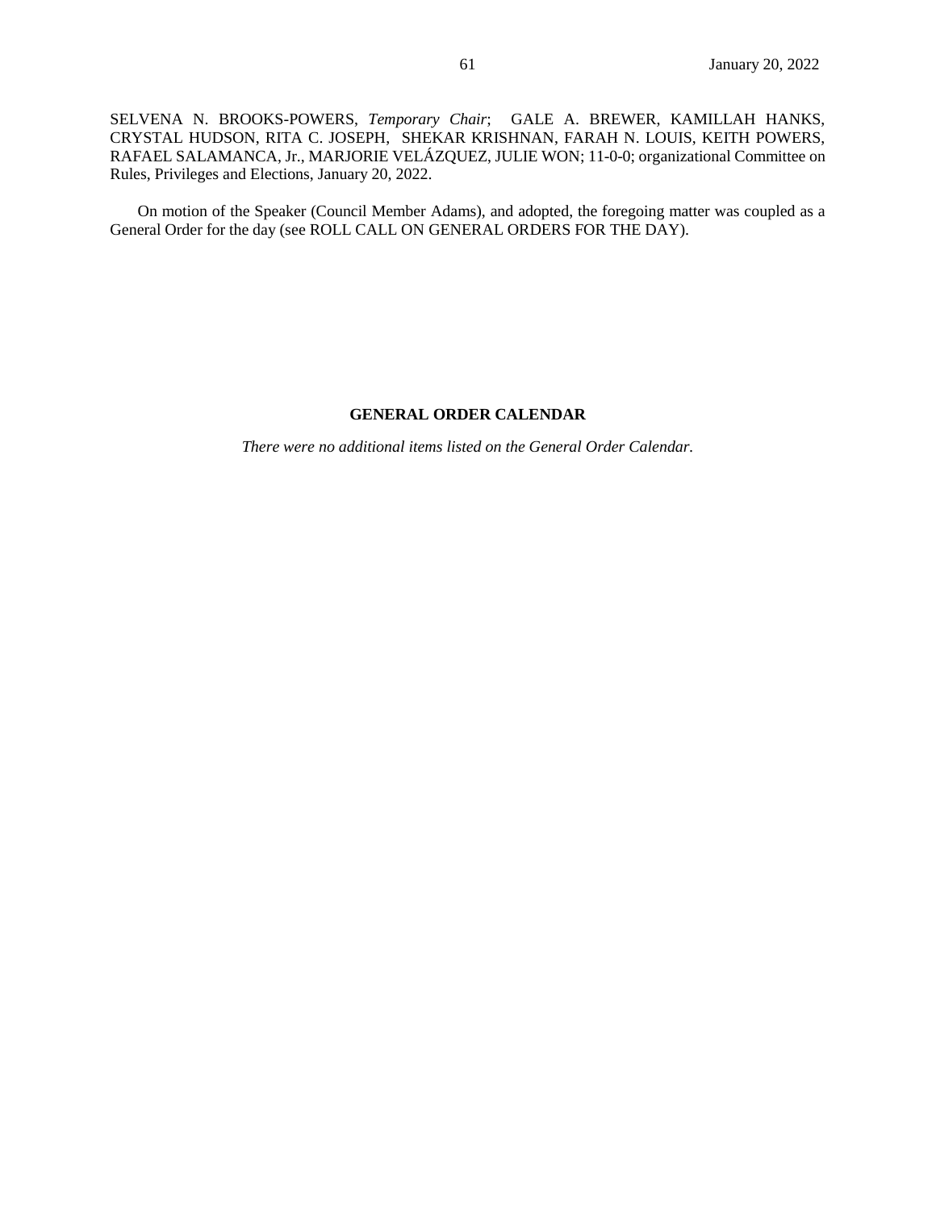SELVENA N. BROOKS-POWERS, *Temporary Chair*; GALE A. BREWER, KAMILLAH HANKS, CRYSTAL HUDSON, RITA C. JOSEPH, SHEKAR KRISHNAN, FARAH N. LOUIS, KEITH POWERS, RAFAEL SALAMANCA, Jr., MARJORIE VELÁZQUEZ, JULIE WON; 11-0-0; organizational Committee on Rules, Privileges and Elections, January 20, 2022.

On motion of the Speaker (Council Member Adams), and adopted, the foregoing matter was coupled as a General Order for the day (see ROLL CALL ON GENERAL ORDERS FOR THE DAY).

**GENERAL ORDER CALENDAR**

*There were no additional items listed on the General Order Calendar.*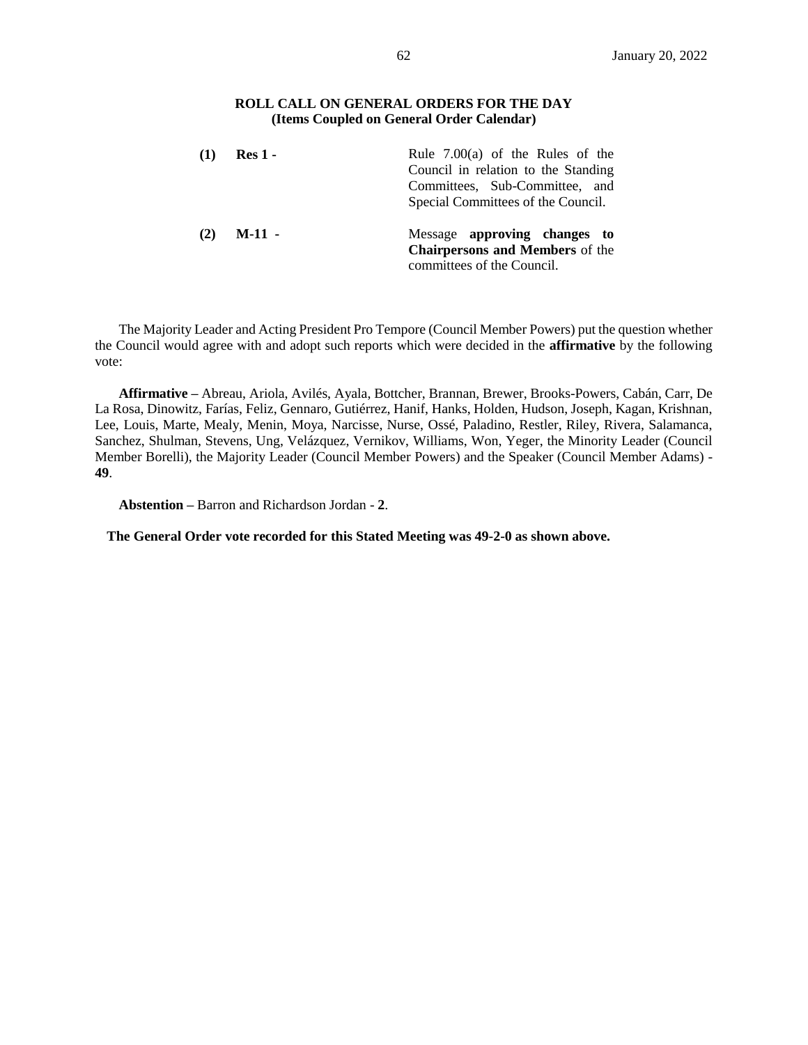**ROLL CALL ON GENERAL ORDERS FOR THE DAY**
**(Items Coupled on General Order Calendar)**

**(1)** **Res 1 -** Rule 7.00(a) of the Rules of the Council in relation to the Standing Committees, Sub-Committee, and Special Committees of the Council.

**(2)** **M-11 -** Message **approving changes to Chairpersons and Members** of the committees of the Council.

The Majority Leader and Acting President Pro Tempore (Council Member Powers) put the question whether the Council would agree with and adopt such reports which were decided in the **affirmative** by the following vote:

**Affirmative –** Abreau, Ariola, Avilés, Ayala, Bottcher, Brannan, Brewer, Brooks-Powers, Cabán, Carr, De La Rosa, Dinowitz, Farías, Feliz, Gennaro, Gutiérrez, Hanif, Hanks, Holden, Hudson, Joseph, Kagan, Krishnan, Lee, Louis, Marte, Mealy, Menin, Moya, Narcisse, Nurse, Ossé, Paladino, Restler, Riley, Rivera, Salamanca, Sanchez, Shulman, Stevens, Ung, Velázquez, Vernikov, Williams, Won, Yeger, the Minority Leader (Council Member Borelli), the Majority Leader (Council Member Powers) and the Speaker (Council Member Adams) - **49**.

**Abstention –** Barron and Richardson Jordan - **2**.

**The General Order vote recorded for this Stated Meeting was 49-2-0 as shown above.**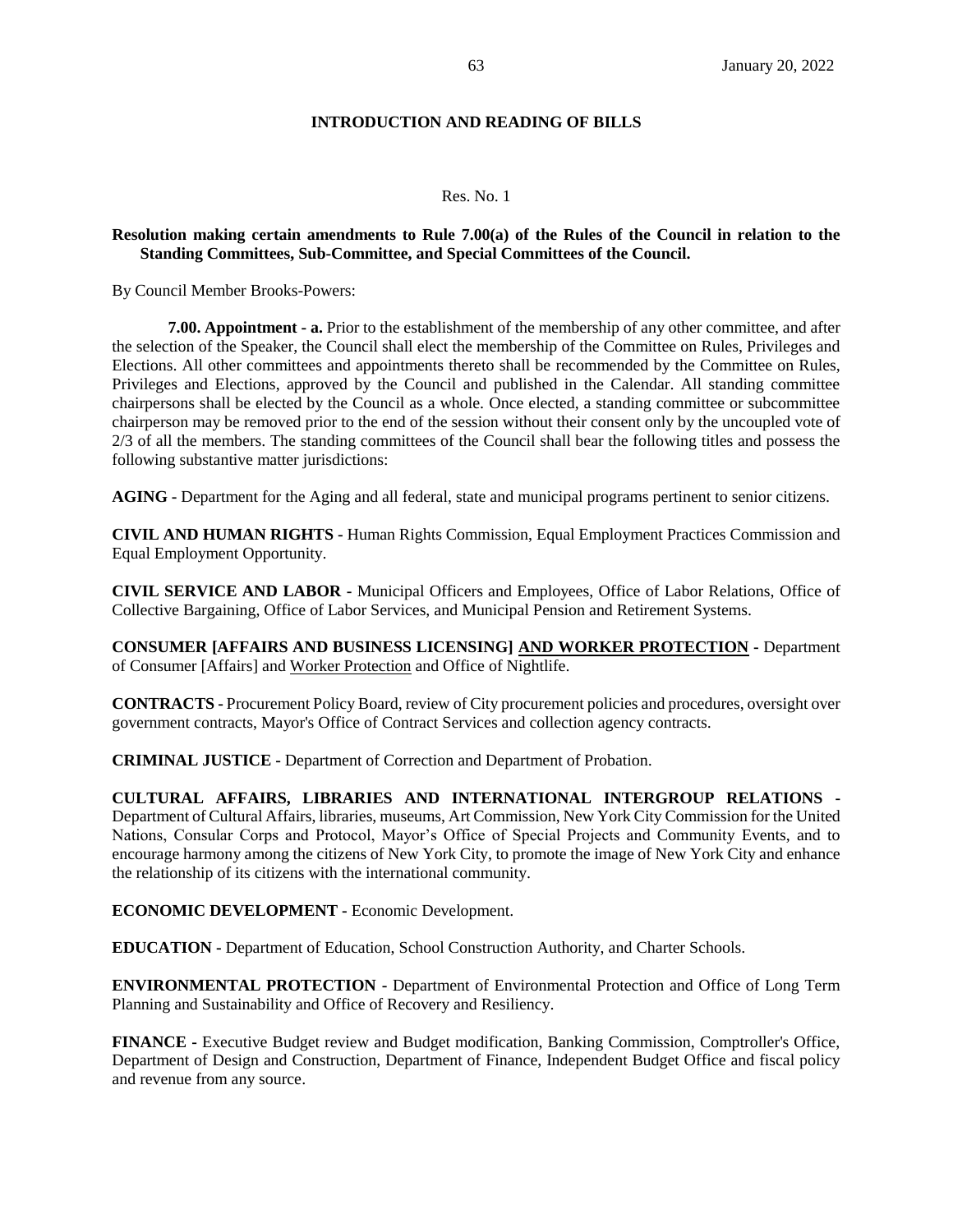## INTRODUCTION AND READING OF BILLS

Res. No. 1

**Resolution making certain amendments to Rule 7.00(a) of the Rules of the Council in relation to the Standing Committees, Sub-Committee, and Special Committees of the Council.**

By Council Member Brooks-Powers:

**7.00. Appointment - a.** Prior to the establishment of the membership of any other committee, and after the selection of the Speaker, the Council shall elect the membership of the Committee on Rules, Privileges and Elections. All other committees and appointments thereto shall be recommended by the Committee on Rules, Privileges and Elections, approved by the Council and published in the Calendar. All standing committee chairpersons shall be elected by the Council as a whole. Once elected, a standing committee or subcommittee chairperson may be removed prior to the end of the session without their consent only by the uncoupled vote of 2/3 of all the members. The standing committees of the Council shall bear the following titles and possess the following substantive matter jurisdictions:

**AGING -** Department for the Aging and all federal, state and municipal programs pertinent to senior citizens.

**CIVIL AND HUMAN RIGHTS -** Human Rights Commission, Equal Employment Practices Commission and Equal Employment Opportunity.

**CIVIL SERVICE AND LABOR -** Municipal Officers and Employees, Office of Labor Relations, Office of Collective Bargaining, Office of Labor Services, and Municipal Pension and Retirement Systems.

**CONSUMER [AFFAIRS AND BUSINESS LICENSING] <u>AND WORKER PROTECTION</u> -** Department of Consumer [Affairs] and <u>Worker Protection</u> and Office of Nightlife.

**CONTRACTS -** Procurement Policy Board, review of City procurement policies and procedures, oversight over government contracts, Mayor's Office of Contract Services and collection agency contracts.

**CRIMINAL JUSTICE -** Department of Correction and Department of Probation.

**CULTURAL AFFAIRS, LIBRARIES AND INTERNATIONAL INTERGROUP RELATIONS -** Department of Cultural Affairs, libraries, museums, Art Commission, New York City Commission for the United Nations, Consular Corps and Protocol, Mayor's Office of Special Projects and Community Events, and to encourage harmony among the citizens of New York City, to promote the image of New York City and enhance the relationship of its citizens with the international community.

**ECONOMIC DEVELOPMENT -** Economic Development.

**EDUCATION -** Department of Education, School Construction Authority, and Charter Schools.

**ENVIRONMENTAL PROTECTION -** Department of Environmental Protection and Office of Long Term Planning and Sustainability and Office of Recovery and Resiliency.

**FINANCE -** Executive Budget review and Budget modification, Banking Commission, Comptroller's Office, Department of Design and Construction, Department of Finance, Independent Budget Office and fiscal policy and revenue from any source.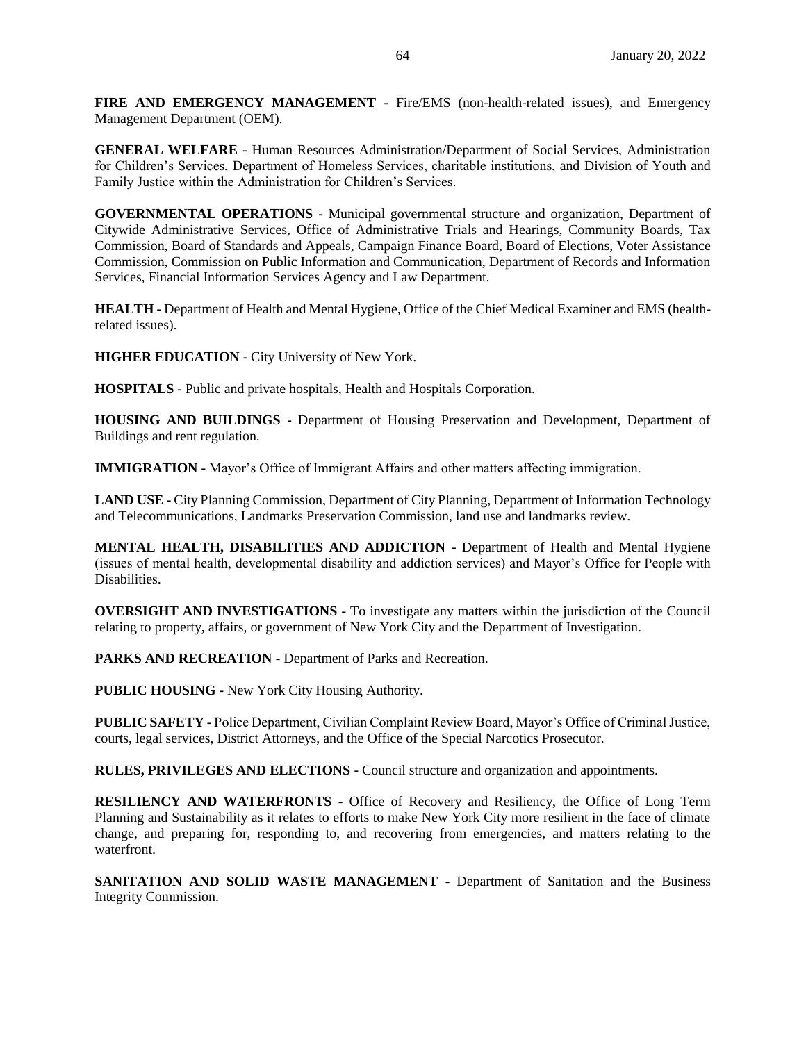**FIRE AND EMERGENCY MANAGEMENT -** Fire/EMS (non-health-related issues), and Emergency Management Department (OEM).

**GENERAL WELFARE -** Human Resources Administration/Department of Social Services, Administration for Children's Services, Department of Homeless Services, charitable institutions, and Division of Youth and Family Justice within the Administration for Children's Services.

**GOVERNMENTAL OPERATIONS -** Municipal governmental structure and organization, Department of Citywide Administrative Services, Office of Administrative Trials and Hearings, Community Boards, Tax Commission, Board of Standards and Appeals, Campaign Finance Board, Board of Elections, Voter Assistance Commission, Commission on Public Information and Communication, Department of Records and Information Services, Financial Information Services Agency and Law Department.

**HEALTH -** Department of Health and Mental Hygiene, Office of the Chief Medical Examiner and EMS (health-related issues).

**HIGHER EDUCATION -** City University of New York.

**HOSPITALS -** Public and private hospitals, Health and Hospitals Corporation.

**HOUSING AND BUILDINGS -** Department of Housing Preservation and Development, Department of Buildings and rent regulation.

**IMMIGRATION -** Mayor's Office of Immigrant Affairs and other matters affecting immigration.

**LAND USE -** City Planning Commission, Department of City Planning, Department of Information Technology and Telecommunications, Landmarks Preservation Commission, land use and landmarks review.

**MENTAL HEALTH, DISABILITIES AND ADDICTION -** Department of Health and Mental Hygiene (issues of mental health, developmental disability and addiction services) and Mayor's Office for People with Disabilities.

**OVERSIGHT AND INVESTIGATIONS -** To investigate any matters within the jurisdiction of the Council relating to property, affairs, or government of New York City and the Department of Investigation.

**PARKS AND RECREATION -** Department of Parks and Recreation.

**PUBLIC HOUSING -** New York City Housing Authority.

**PUBLIC SAFETY -** Police Department, Civilian Complaint Review Board, Mayor's Office of Criminal Justice, courts, legal services, District Attorneys, and the Office of the Special Narcotics Prosecutor.

**RULES, PRIVILEGES AND ELECTIONS -** Council structure and organization and appointments.

**RESILIENCY AND WATERFRONTS -** Office of Recovery and Resiliency, the Office of Long Term Planning and Sustainability as it relates to efforts to make New York City more resilient in the face of climate change, and preparing for, responding to, and recovering from emergencies, and matters relating to the waterfront.

**SANITATION AND SOLID WASTE MANAGEMENT -** Department of Sanitation and the Business Integrity Commission.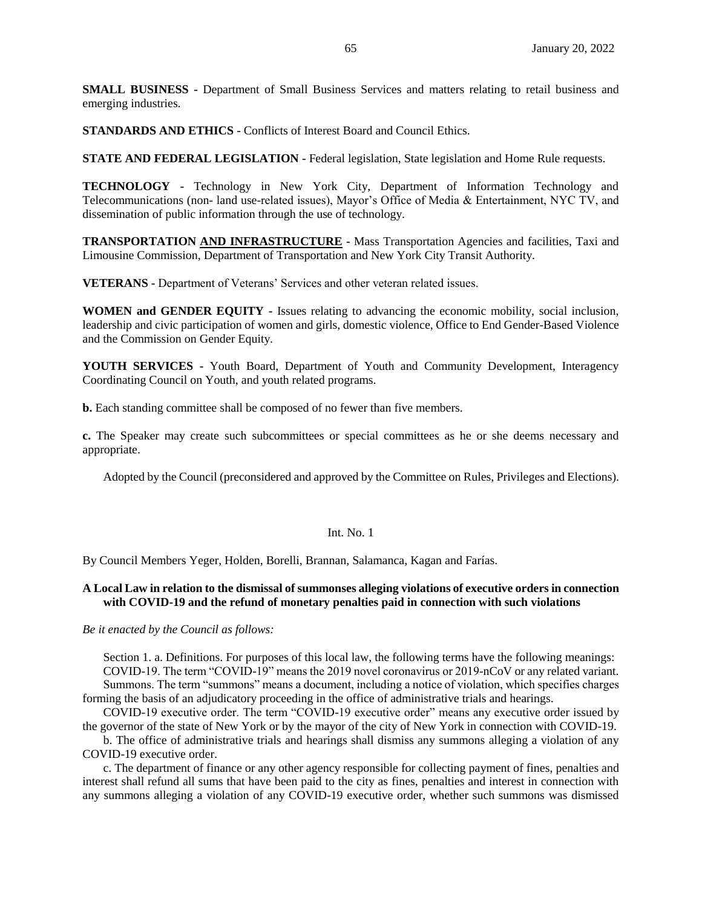**SMALL BUSINESS -** Department of Small Business Services and matters relating to retail business and emerging industries.

**STANDARDS AND ETHICS -** Conflicts of Interest Board and Council Ethics.

**STATE AND FEDERAL LEGISLATION -** Federal legislation, State legislation and Home Rule requests.

**TECHNOLOGY -** Technology in New York City, Department of Information Technology and Telecommunications (non- land use-related issues), Mayor's Office of Media & Entertainment, NYC TV, and dissemination of public information through the use of technology.

**TRANSPORTATION <u>AND INFRASTRUCTURE</u> -** Mass Transportation Agencies and facilities, Taxi and Limousine Commission, Department of Transportation and New York City Transit Authority.

**VETERANS -** Department of Veterans' Services and other veteran related issues.

**WOMEN and GENDER EQUITY -** Issues relating to advancing the economic mobility, social inclusion, leadership and civic participation of women and girls, domestic violence, Office to End Gender-Based Violence and the Commission on Gender Equity.

**YOUTH SERVICES -** Youth Board, Department of Youth and Community Development, Interagency Coordinating Council on Youth, and youth related programs.

**b.** Each standing committee shall be composed of no fewer than five members.

**c.** The Speaker may create such subcommittees or special committees as he or she deems necessary and appropriate.

Adopted by the Council (preconsidered and approved by the Committee on Rules, Privileges and Elections).

Int. No. 1

By Council Members Yeger, Holden, Borelli, Brannan, Salamanca, Kagan and Farías.

**A Local Law in relation to the dismissal of summonses alleging violations of executive orders in connection with COVID-19 and the refund of monetary penalties paid in connection with such violations**

*Be it enacted by the Council as follows:*

Section 1. a. Definitions. For purposes of this local law, the following terms have the following meanings:

COVID-19. The term "COVID-19" means the 2019 novel coronavirus or 2019-nCoV or any related variant.

Summons. The term "summons" means a document, including a notice of violation, which specifies charges forming the basis of an adjudicatory proceeding in the office of administrative trials and hearings.

COVID-19 executive order. The term "COVID-19 executive order" means any executive order issued by the governor of the state of New York or by the mayor of the city of New York in connection with COVID-19.

b. The office of administrative trials and hearings shall dismiss any summons alleging a violation of any COVID-19 executive order.

c. The department of finance or any other agency responsible for collecting payment of fines, penalties and interest shall refund all sums that have been paid to the city as fines, penalties and interest in connection with any summons alleging a violation of any COVID-19 executive order, whether such summons was dismissed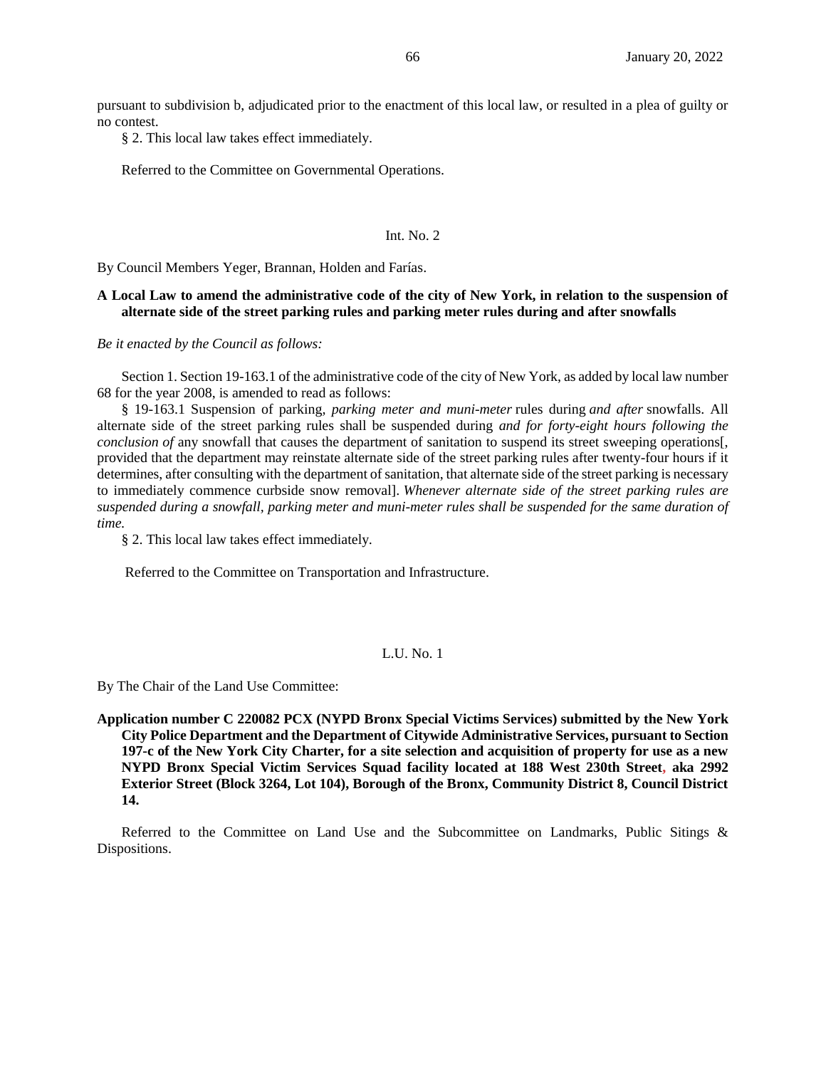pursuant to subdivision b, adjudicated prior to the enactment of this local law, or resulted in a plea of guilty or no contest.

§ 2. This local law takes effect immediately.

Referred to the Committee on Governmental Operations.

Int. No. 2

By Council Members Yeger, Brannan, Holden and Farías.

**A Local Law to amend the administrative code of the city of New York, in relation to the suspension of alternate side of the street parking rules and parking meter rules during and after snowfalls**

*Be it enacted by the Council as follows:*

Section 1. Section 19-163.1 of the administrative code of the city of New York, as added by local law number 68 for the year 2008, is amended to read as follows:

§ 19-163.1 Suspension of parking, *parking meter and muni-meter* rules during *and after* snowfalls. All alternate side of the street parking rules shall be suspended during *and for forty-eight hours following the conclusion of* any snowfall that causes the department of sanitation to suspend its street sweeping operations[, provided that the department may reinstate alternate side of the street parking rules after twenty-four hours if it determines, after consulting with the department of sanitation, that alternate side of the street parking is necessary to immediately commence curbside snow removal]. *Whenever alternate side of the street parking rules are suspended during a snowfall, parking meter and muni-meter rules shall be suspended for the same duration of time.*

§ 2. This local law takes effect immediately.

Referred to the Committee on Transportation and Infrastructure.

L.U. No. 1

By The Chair of the Land Use Committee:

**Application number C 220082 PCX (NYPD Bronx Special Victims Services) submitted by the New York City Police Department and the Department of Citywide Administrative Services, pursuant to Section 197-c of the New York City Charter, for a site selection and acquisition of property for use as a new NYPD Bronx Special Victim Services Squad facility located at 188 West 230th Street, aka 2992 Exterior Street (Block 3264, Lot 104), Borough of the Bronx, Community District 8, Council District 14.**

Referred to the Committee on Land Use and the Subcommittee on Landmarks, Public Sitings & Dispositions.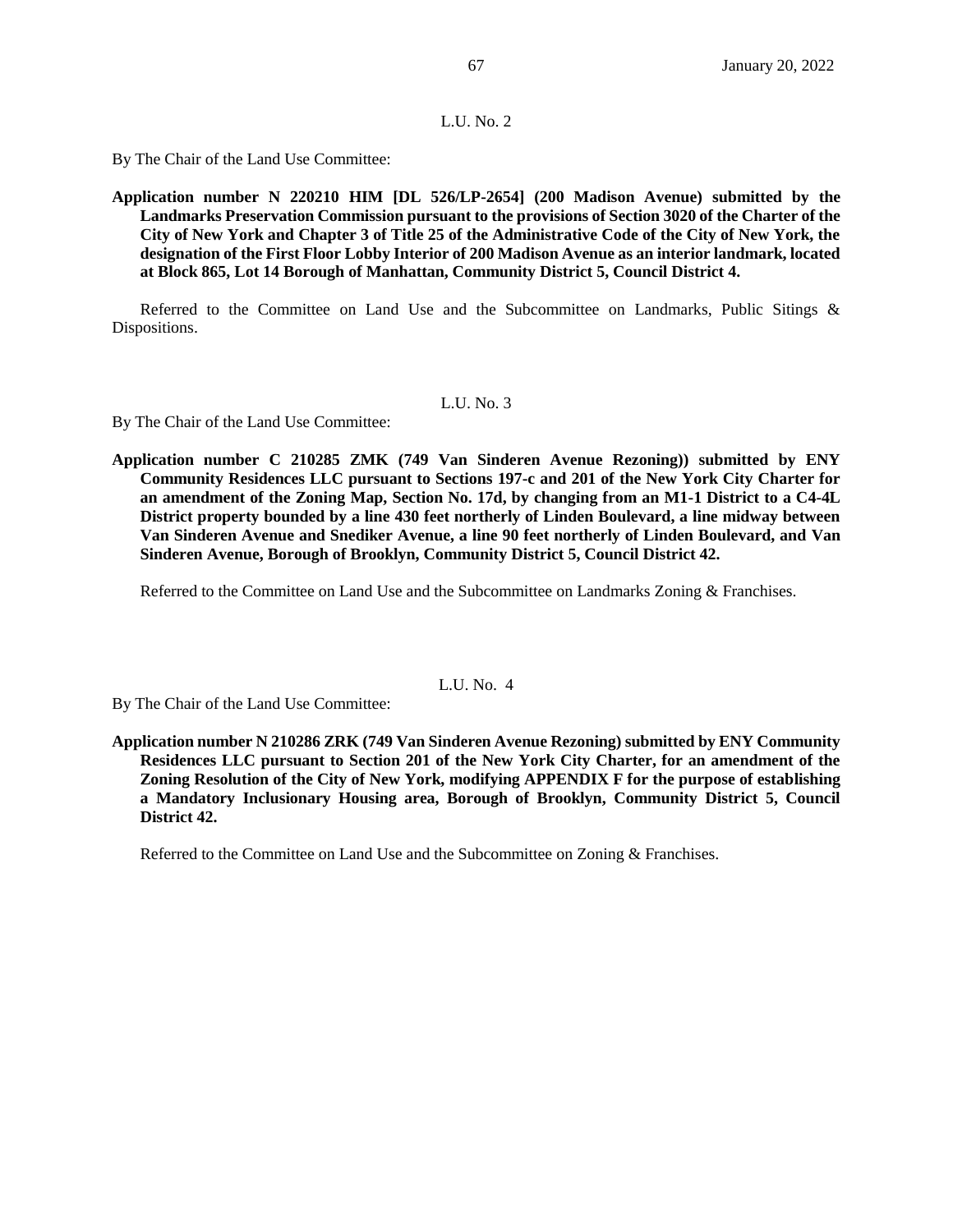L.U. No. 2

By The Chair of the Land Use Committee:

**Application number N 220210 HIM [DL 526/LP-2654] (200 Madison Avenue) submitted by the Landmarks Preservation Commission pursuant to the provisions of Section 3020 of the Charter of the City of New York and Chapter 3 of Title 25 of the Administrative Code of the City of New York, the designation of the First Floor Lobby Interior of 200 Madison Avenue as an interior landmark, located at Block 865, Lot 14 Borough of Manhattan, Community District 5, Council District 4.**

Referred to the Committee on Land Use and the Subcommittee on Landmarks, Public Sitings & Dispositions.

L.U. No. 3

By The Chair of the Land Use Committee:

**Application number C 210285 ZMK (749 Van Sinderen Avenue Rezoning)) submitted by ENY Community Residences LLC pursuant to Sections 197-c and 201 of the New York City Charter for an amendment of the Zoning Map, Section No. 17d, by changing from an M1-1 District to a C4-4L District property bounded by a line 430 feet northerly of Linden Boulevard, a line midway between Van Sinderen Avenue and Snediker Avenue, a line 90 feet northerly of Linden Boulevard, and Van Sinderen Avenue, Borough of Brooklyn, Community District 5, Council District 42.**

Referred to the Committee on Land Use and the Subcommittee on Landmarks Zoning & Franchises.

L.U. No. 4

By The Chair of the Land Use Committee:

**Application number N 210286 ZRK (749 Van Sinderen Avenue Rezoning) submitted by ENY Community Residences LLC pursuant to Section 201 of the New York City Charter, for an amendment of the Zoning Resolution of the City of New York, modifying APPENDIX F for the purpose of establishing a Mandatory Inclusionary Housing area, Borough of Brooklyn, Community District 5, Council District 42.**

Referred to the Committee on Land Use and the Subcommittee on Zoning & Franchises.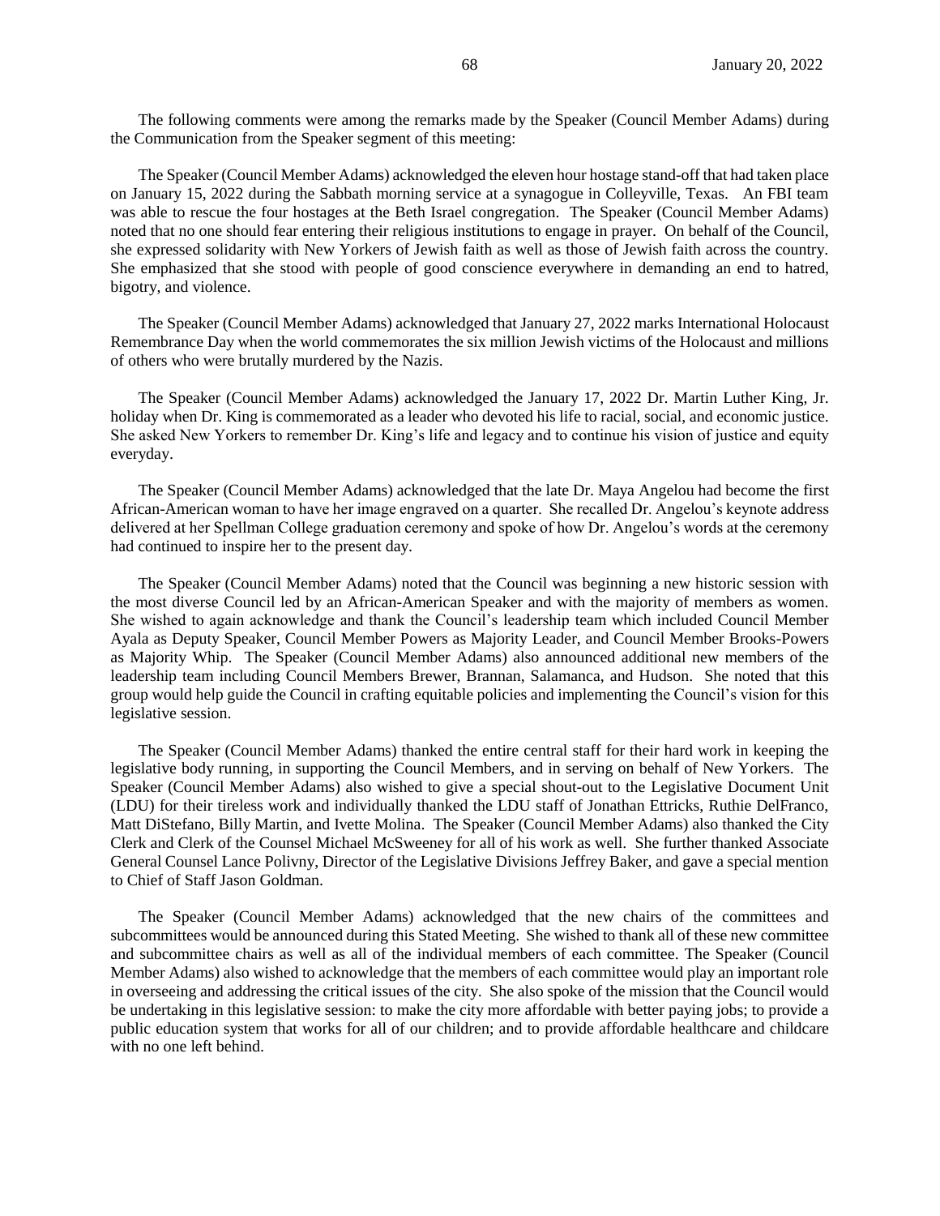The following comments were among the remarks made by the Speaker (Council Member Adams) during the Communication from the Speaker segment of this meeting:

The Speaker (Council Member Adams) acknowledged the eleven hour hostage stand-off that had taken place on January 15, 2022 during the Sabbath morning service at a synagogue in Colleyville, Texas. An FBI team was able to rescue the four hostages at the Beth Israel congregation. The Speaker (Council Member Adams) noted that no one should fear entering their religious institutions to engage in prayer. On behalf of the Council, she expressed solidarity with New Yorkers of Jewish faith as well as those of Jewish faith across the country. She emphasized that she stood with people of good conscience everywhere in demanding an end to hatred, bigotry, and violence.

The Speaker (Council Member Adams) acknowledged that January 27, 2022 marks International Holocaust Remembrance Day when the world commemorates the six million Jewish victims of the Holocaust and millions of others who were brutally murdered by the Nazis.

The Speaker (Council Member Adams) acknowledged the January 17, 2022 Dr. Martin Luther King, Jr. holiday when Dr. King is commemorated as a leader who devoted his life to racial, social, and economic justice. She asked New Yorkers to remember Dr. King's life and legacy and to continue his vision of justice and equity everyday.

The Speaker (Council Member Adams) acknowledged that the late Dr. Maya Angelou had become the first African-American woman to have her image engraved on a quarter. She recalled Dr. Angelou's keynote address delivered at her Spellman College graduation ceremony and spoke of how Dr. Angelou's words at the ceremony had continued to inspire her to the present day.

The Speaker (Council Member Adams) noted that the Council was beginning a new historic session with the most diverse Council led by an African-American Speaker and with the majority of members as women. She wished to again acknowledge and thank the Council's leadership team which included Council Member Ayala as Deputy Speaker, Council Member Powers as Majority Leader, and Council Member Brooks-Powers as Majority Whip. The Speaker (Council Member Adams) also announced additional new members of the leadership team including Council Members Brewer, Brannan, Salamanca, and Hudson. She noted that this group would help guide the Council in crafting equitable policies and implementing the Council's vision for this legislative session.

The Speaker (Council Member Adams) thanked the entire central staff for their hard work in keeping the legislative body running, in supporting the Council Members, and in serving on behalf of New Yorkers. The Speaker (Council Member Adams) also wished to give a special shout-out to the Legislative Document Unit (LDU) for their tireless work and individually thanked the LDU staff of Jonathan Ettricks, Ruthie DelFranco, Matt DiStefano, Billy Martin, and Ivette Molina. The Speaker (Council Member Adams) also thanked the City Clerk and Clerk of the Counsel Michael McSweeney for all of his work as well. She further thanked Associate General Counsel Lance Polivny, Director of the Legislative Divisions Jeffrey Baker, and gave a special mention to Chief of Staff Jason Goldman.

The Speaker (Council Member Adams) acknowledged that the new chairs of the committees and subcommittees would be announced during this Stated Meeting. She wished to thank all of these new committee and subcommittee chairs as well as all of the individual members of each committee. The Speaker (Council Member Adams) also wished to acknowledge that the members of each committee would play an important role in overseeing and addressing the critical issues of the city. She also spoke of the mission that the Council would be undertaking in this legislative session: to make the city more affordable with better paying jobs; to provide a public education system that works for all of our children; and to provide affordable healthcare and childcare with no one left behind.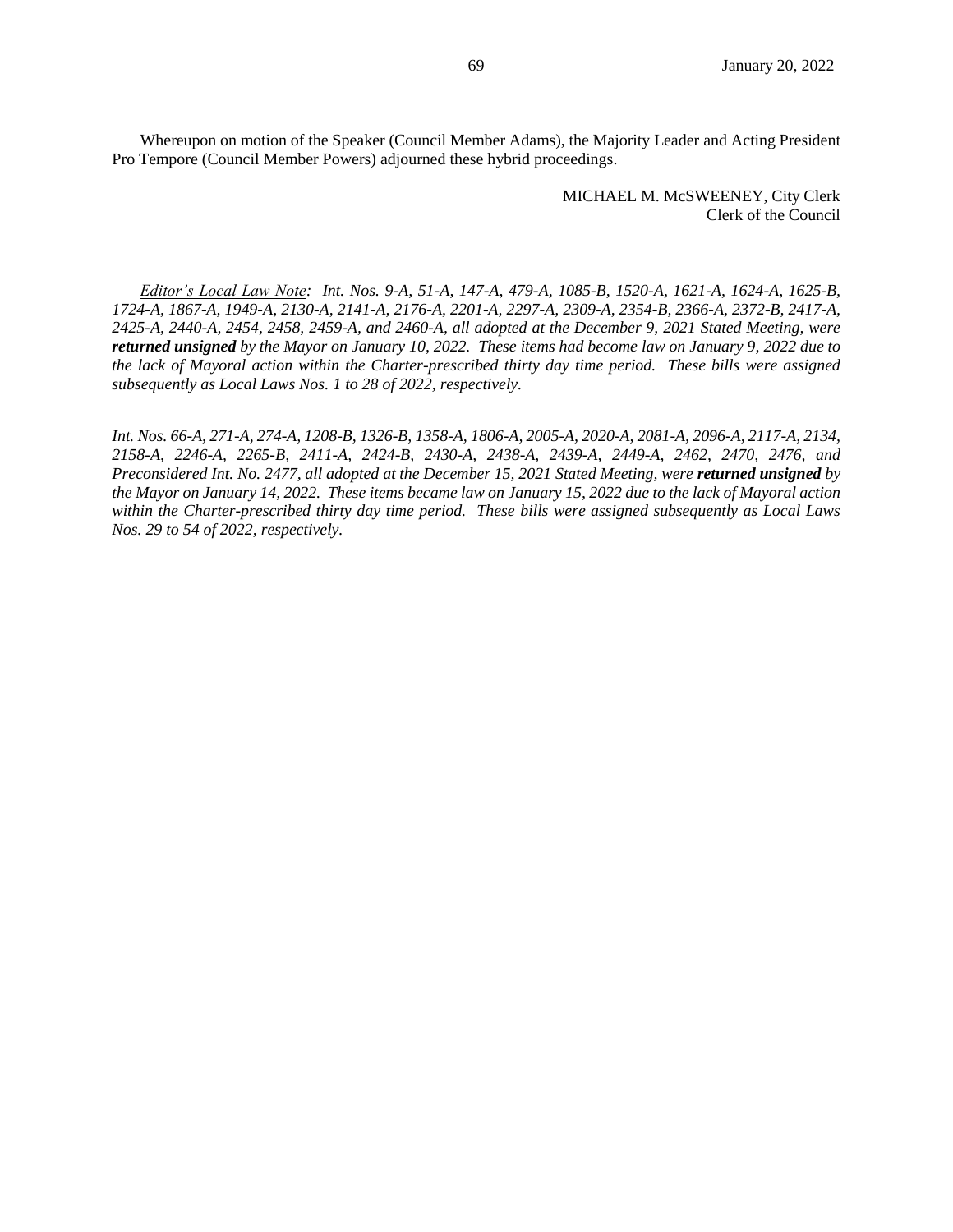Whereupon on motion of the Speaker (Council Member Adams), the Majority Leader and Acting President Pro Tempore (Council Member Powers) adjourned these hybrid proceedings.

MICHAEL M. McSWEENEY, City Clerk
Clerk of the Council

*Editor's Local Law Note: Int. Nos. 9-A, 51-A, 147-A, 479-A, 1085-B, 1520-A, 1621-A, 1624-A, 1625-B, 1724-A, 1867-A, 1949-A, 2130-A, 2141-A, 2176-A, 2201-A, 2297-A, 2309-A, 2354-B, 2366-A, 2372-B, 2417-A, 2425-A, 2440-A, 2454, 2458, 2459-A, and 2460-A, all adopted at the December 9, 2021 Stated Meeting, were* ***returned unsigned*** *by the Mayor on January 10, 2022. These items had become law on January 9, 2022 due to the lack of Mayoral action within the Charter-prescribed thirty day time period. These bills were assigned subsequently as Local Laws Nos. 1 to 28 of 2022, respectively.*

*Int. Nos. 66-A, 271-A, 274-A, 1208-B, 1326-B, 1358-A, 1806-A, 2005-A, 2020-A, 2081-A, 2096-A, 2117-A, 2134, 2158-A, 2246-A, 2265-B, 2411-A, 2424-B, 2430-A, 2438-A, 2439-A, 2449-A, 2462, 2470, 2476, and Preconsidered Int. No. 2477, all adopted at the December 15, 2021 Stated Meeting, were* ***returned unsigned*** *by the Mayor on January 14, 2022. These items became law on January 15, 2022 due to the lack of Mayoral action within the Charter-prescribed thirty day time period. These bills were assigned subsequently as Local Laws Nos. 29 to 54 of 2022, respectively.*